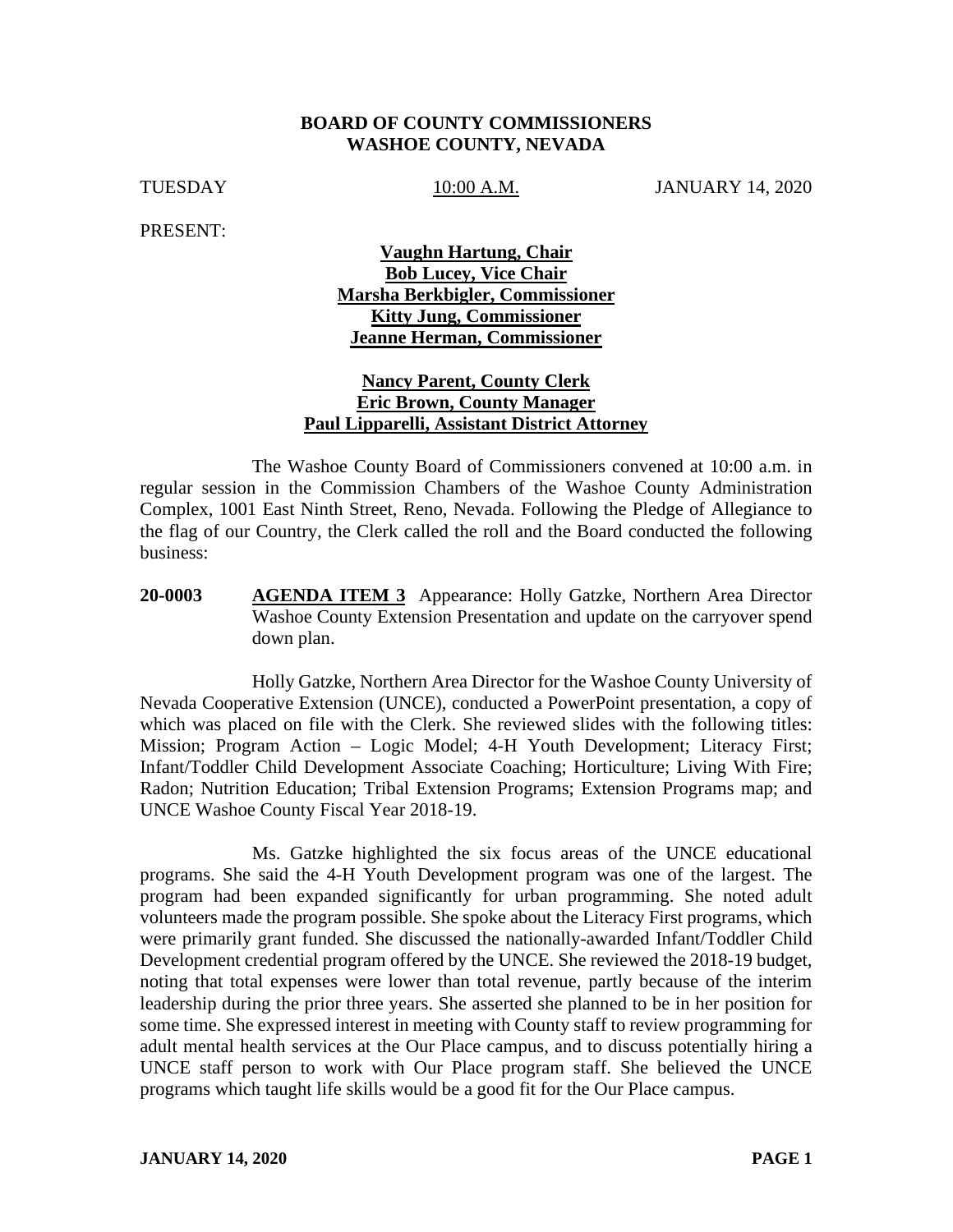**BOARD OF COUNTY COMMISSIONERS**
**WASHOE COUNTY, NEVADA**

TUESDAY 10:00 A.M. JANUARY 14, 2020

PRESENT:

**Vaughn Hartung, Chair**
**Bob Lucey, Vice Chair**
**Marsha Berkbigler, Commissioner**
**Kitty Jung, Commissioner**
**Jeanne Herman, Commissioner**

**Nancy Parent, County Clerk**
**Eric Brown, County Manager**
**Paul Lipparelli, Assistant District Attorney**

The Washoe County Board of Commissioners convened at 10:00 a.m. in regular session in the Commission Chambers of the Washoe County Administration Complex, 1001 East Ninth Street, Reno, Nevada. Following the Pledge of Allegiance to the flag of our Country, the Clerk called the roll and the Board conducted the following business:

**20-0003** **AGENDA ITEM 3** Appearance: Holly Gatzke, Northern Area Director Washoe County Extension Presentation and update on the carryover spend down plan.

Holly Gatzke, Northern Area Director for the Washoe County University of Nevada Cooperative Extension (UNCE), conducted a PowerPoint presentation, a copy of which was placed on file with the Clerk. She reviewed slides with the following titles: Mission; Program Action – Logic Model; 4-H Youth Development; Literacy First; Infant/Toddler Child Development Associate Coaching; Horticulture; Living With Fire; Radon; Nutrition Education; Tribal Extension Programs; Extension Programs map; and UNCE Washoe County Fiscal Year 2018-19.

Ms. Gatzke highlighted the six focus areas of the UNCE educational programs. She said the 4-H Youth Development program was one of the largest. The program had been expanded significantly for urban programming. She noted adult volunteers made the program possible. She spoke about the Literacy First programs, which were primarily grant funded. She discussed the nationally-awarded Infant/Toddler Child Development credential program offered by the UNCE. She reviewed the 2018-19 budget, noting that total expenses were lower than total revenue, partly because of the interim leadership during the prior three years. She asserted she planned to be in her position for some time. She expressed interest in meeting with County staff to review programming for adult mental health services at the Our Place campus, and to discuss potentially hiring a UNCE staff person to work with Our Place program staff. She believed the UNCE programs which taught life skills would be a good fit for the Our Place campus.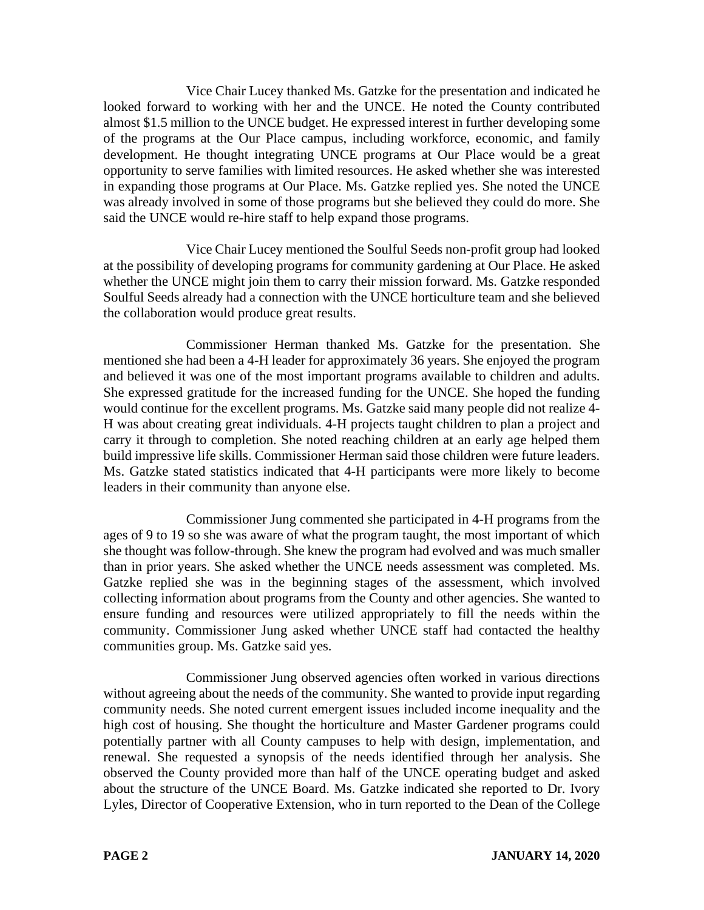Vice Chair Lucey thanked Ms. Gatzke for the presentation and indicated he looked forward to working with her and the UNCE. He noted the County contributed almost $1.5 million to the UNCE budget. He expressed interest in further developing some of the programs at the Our Place campus, including workforce, economic, and family development. He thought integrating UNCE programs at Our Place would be a great opportunity to serve families with limited resources. He asked whether she was interested in expanding those programs at Our Place. Ms. Gatzke replied yes. She noted the UNCE was already involved in some of those programs but she believed they could do more. She said the UNCE would re-hire staff to help expand those programs.

Vice Chair Lucey mentioned the Soulful Seeds non-profit group had looked at the possibility of developing programs for community gardening at Our Place. He asked whether the UNCE might join them to carry their mission forward. Ms. Gatzke responded Soulful Seeds already had a connection with the UNCE horticulture team and she believed the collaboration would produce great results.

Commissioner Herman thanked Ms. Gatzke for the presentation. She mentioned she had been a 4-H leader for approximately 36 years. She enjoyed the program and believed it was one of the most important programs available to children and adults. She expressed gratitude for the increased funding for the UNCE. She hoped the funding would continue for the excellent programs. Ms. Gatzke said many people did not realize 4-H was about creating great individuals. 4-H projects taught children to plan a project and carry it through to completion. She noted reaching children at an early age helped them build impressive life skills. Commissioner Herman said those children were future leaders. Ms. Gatzke stated statistics indicated that 4-H participants were more likely to become leaders in their community than anyone else.

Commissioner Jung commented she participated in 4-H programs from the ages of 9 to 19 so she was aware of what the program taught, the most important of which she thought was follow-through. She knew the program had evolved and was much smaller than in prior years. She asked whether the UNCE needs assessment was completed. Ms. Gatzke replied she was in the beginning stages of the assessment, which involved collecting information about programs from the County and other agencies. She wanted to ensure funding and resources were utilized appropriately to fill the needs within the community. Commissioner Jung asked whether UNCE staff had contacted the healthy communities group. Ms. Gatzke said yes.

Commissioner Jung observed agencies often worked in various directions without agreeing about the needs of the community. She wanted to provide input regarding community needs. She noted current emergent issues included income inequality and the high cost of housing. She thought the horticulture and Master Gardener programs could potentially partner with all County campuses to help with design, implementation, and renewal. She requested a synopsis of the needs identified through her analysis. She observed the County provided more than half of the UNCE operating budget and asked about the structure of the UNCE Board. Ms. Gatzke indicated she reported to Dr. Ivory Lyles, Director of Cooperative Extension, who in turn reported to the Dean of the College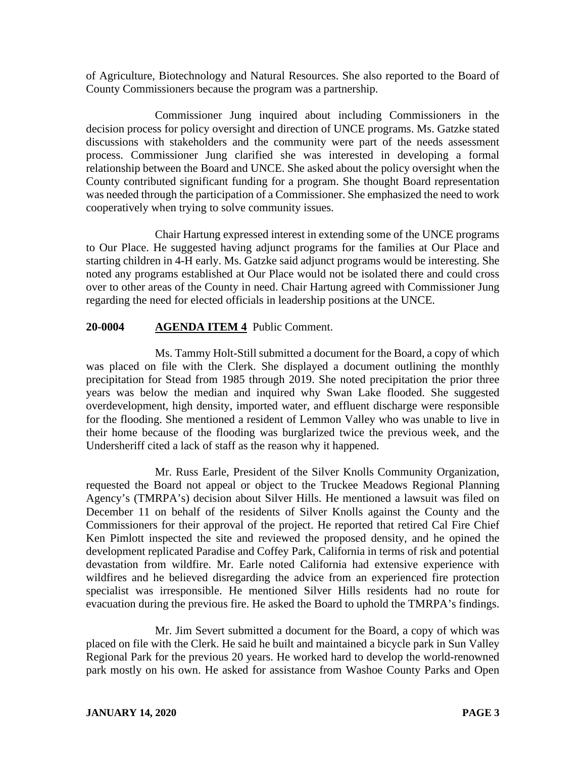of Agriculture, Biotechnology and Natural Resources. She also reported to the Board of County Commissioners because the program was a partnership.

Commissioner Jung inquired about including Commissioners in the decision process for policy oversight and direction of UNCE programs. Ms. Gatzke stated discussions with stakeholders and the community were part of the needs assessment process. Commissioner Jung clarified she was interested in developing a formal relationship between the Board and UNCE. She asked about the policy oversight when the County contributed significant funding for a program. She thought Board representation was needed through the participation of a Commissioner. She emphasized the need to work cooperatively when trying to solve community issues.

Chair Hartung expressed interest in extending some of the UNCE programs to Our Place. He suggested having adjunct programs for the families at Our Place and starting children in 4-H early. Ms. Gatzke said adjunct programs would be interesting. She noted any programs established at Our Place would not be isolated there and could cross over to other areas of the County in need. Chair Hartung agreed with Commissioner Jung regarding the need for elected officials in leadership positions at the UNCE.

**20-0004** **AGENDA ITEM 4** Public Comment.

Ms. Tammy Holt-Still submitted a document for the Board, a copy of which was placed on file with the Clerk. She displayed a document outlining the monthly precipitation for Stead from 1985 through 2019. She noted precipitation the prior three years was below the median and inquired why Swan Lake flooded. She suggested overdevelopment, high density, imported water, and effluent discharge were responsible for the flooding. She mentioned a resident of Lemmon Valley who was unable to live in their home because of the flooding was burglarized twice the previous week, and the Undersheriff cited a lack of staff as the reason why it happened.

Mr. Russ Earle, President of the Silver Knolls Community Organization, requested the Board not appeal or object to the Truckee Meadows Regional Planning Agency's (TMRPA's) decision about Silver Hills. He mentioned a lawsuit was filed on December 11 on behalf of the residents of Silver Knolls against the County and the Commissioners for their approval of the project. He reported that retired Cal Fire Chief Ken Pimlott inspected the site and reviewed the proposed density, and he opined the development replicated Paradise and Coffey Park, California in terms of risk and potential devastation from wildfire. Mr. Earle noted California had extensive experience with wildfires and he believed disregarding the advice from an experienced fire protection specialist was irresponsible. He mentioned Silver Hills residents had no route for evacuation during the previous fire. He asked the Board to uphold the TMRPA's findings.

Mr. Jim Severt submitted a document for the Board, a copy of which was placed on file with the Clerk. He said he built and maintained a bicycle park in Sun Valley Regional Park for the previous 20 years. He worked hard to develop the world-renowned park mostly on his own. He asked for assistance from Washoe County Parks and Open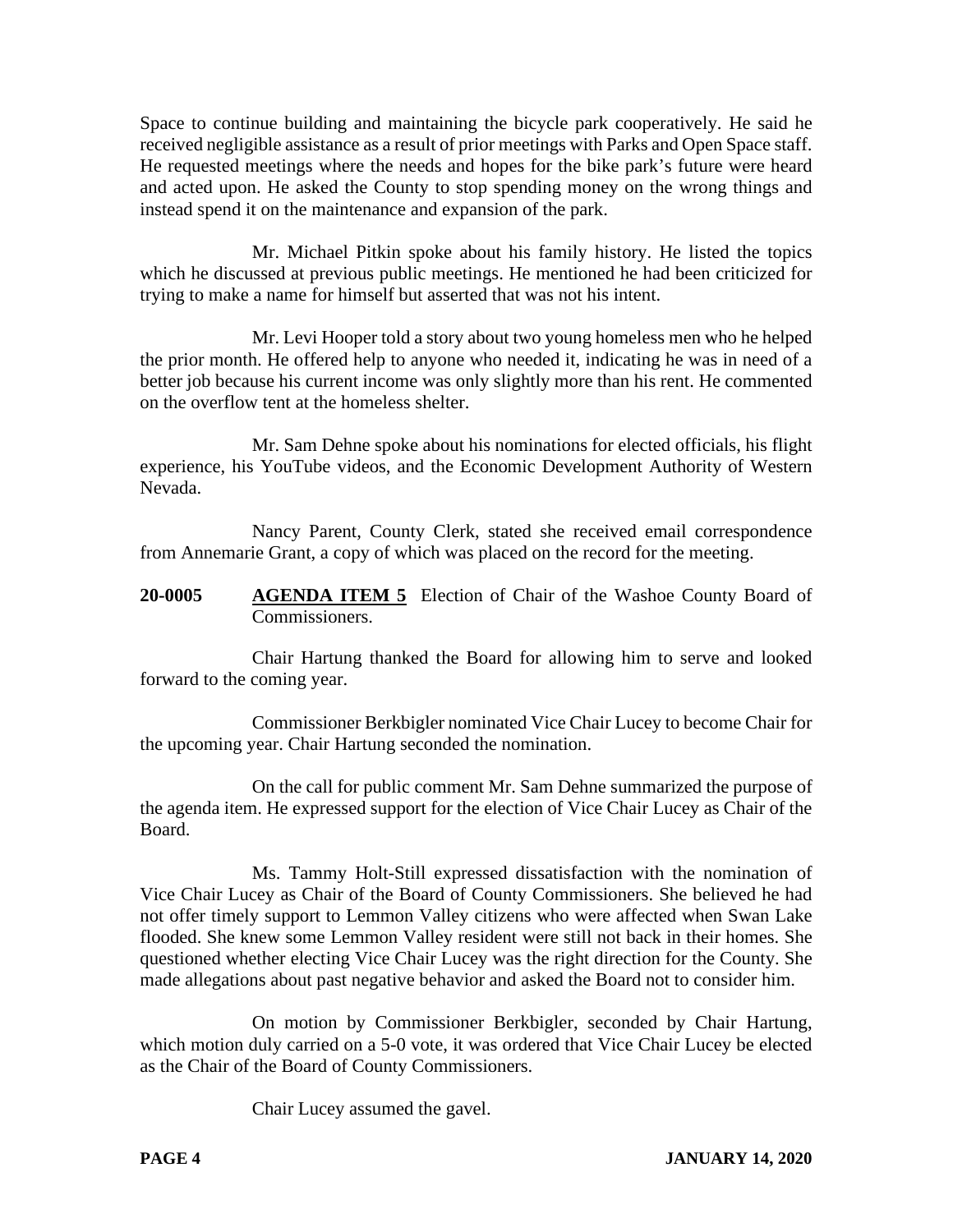Space to continue building and maintaining the bicycle park cooperatively. He said he received negligible assistance as a result of prior meetings with Parks and Open Space staff. He requested meetings where the needs and hopes for the bike park's future were heard and acted upon. He asked the County to stop spending money on the wrong things and instead spend it on the maintenance and expansion of the park.

Mr. Michael Pitkin spoke about his family history. He listed the topics which he discussed at previous public meetings. He mentioned he had been criticized for trying to make a name for himself but asserted that was not his intent.

Mr. Levi Hooper told a story about two young homeless men who he helped the prior month. He offered help to anyone who needed it, indicating he was in need of a better job because his current income was only slightly more than his rent. He commented on the overflow tent at the homeless shelter.

Mr. Sam Dehne spoke about his nominations for elected officials, his flight experience, his YouTube videos, and the Economic Development Authority of Western Nevada.

Nancy Parent, County Clerk, stated she received email correspondence from Annemarie Grant, a copy of which was placed on the record for the meeting.

**20-0005** **AGENDA ITEM 5** Election of Chair of the Washoe County Board of Commissioners.

Chair Hartung thanked the Board for allowing him to serve and looked forward to the coming year.

Commissioner Berkbigler nominated Vice Chair Lucey to become Chair for the upcoming year. Chair Hartung seconded the nomination.

On the call for public comment Mr. Sam Dehne summarized the purpose of the agenda item. He expressed support for the election of Vice Chair Lucey as Chair of the Board.

Ms. Tammy Holt-Still expressed dissatisfaction with the nomination of Vice Chair Lucey as Chair of the Board of County Commissioners. She believed he had not offer timely support to Lemmon Valley citizens who were affected when Swan Lake flooded. She knew some Lemmon Valley resident were still not back in their homes. She questioned whether electing Vice Chair Lucey was the right direction for the County. She made allegations about past negative behavior and asked the Board not to consider him.

On motion by Commissioner Berkbigler, seconded by Chair Hartung, which motion duly carried on a 5-0 vote, it was ordered that Vice Chair Lucey be elected as the Chair of the Board of County Commissioners.

Chair Lucey assumed the gavel.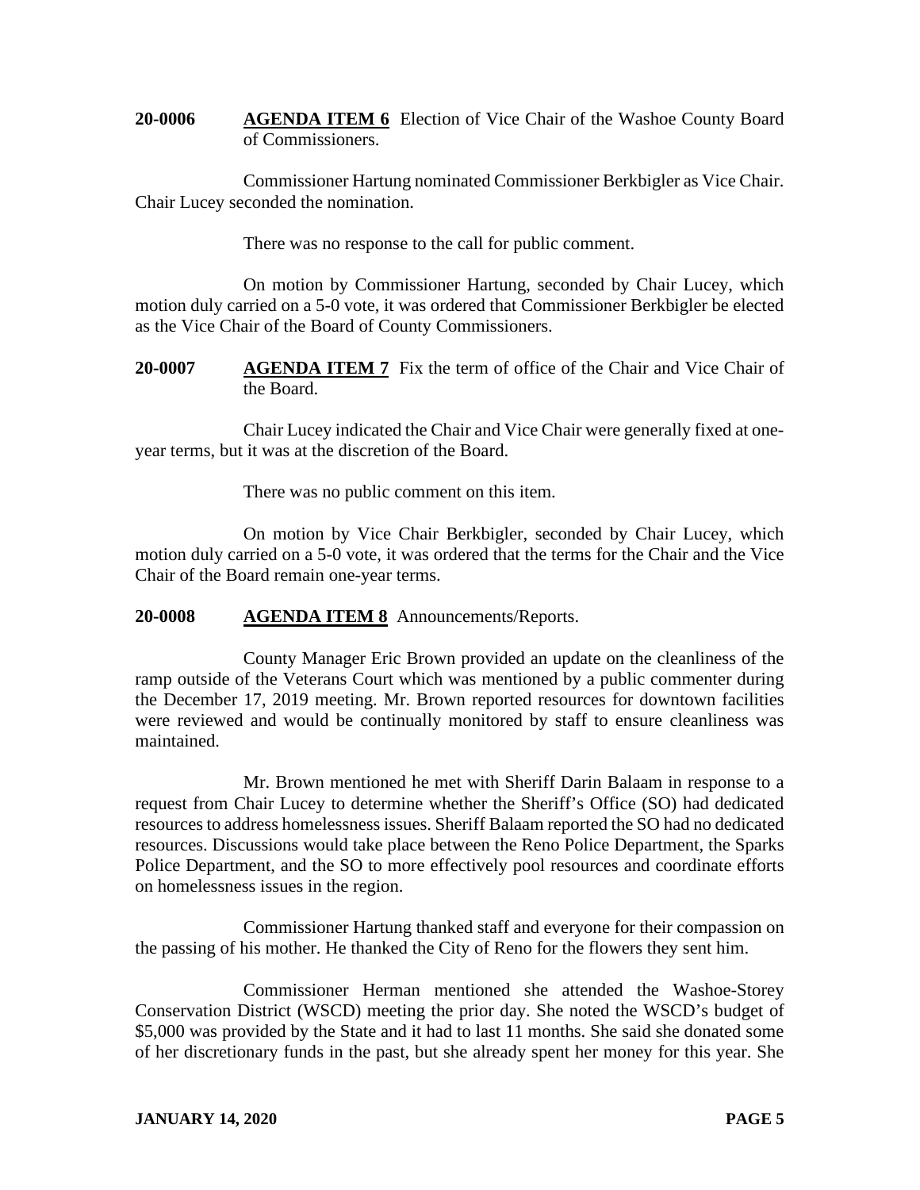**20-0006** **AGENDA ITEM 6** Election of Vice Chair of the Washoe County Board of Commissioners.

Commissioner Hartung nominated Commissioner Berkbigler as Vice Chair. Chair Lucey seconded the nomination.

There was no response to the call for public comment.

On motion by Commissioner Hartung, seconded by Chair Lucey, which motion duly carried on a 5-0 vote, it was ordered that Commissioner Berkbigler be elected as the Vice Chair of the Board of County Commissioners.

**20-0007** **AGENDA ITEM 7** Fix the term of office of the Chair and Vice Chair of the Board.

Chair Lucey indicated the Chair and Vice Chair were generally fixed at one-year terms, but it was at the discretion of the Board.

There was no public comment on this item.

On motion by Vice Chair Berkbigler, seconded by Chair Lucey, which motion duly carried on a 5-0 vote, it was ordered that the terms for the Chair and the Vice Chair of the Board remain one-year terms.

**20-0008** **AGENDA ITEM 8** Announcements/Reports.

County Manager Eric Brown provided an update on the cleanliness of the ramp outside of the Veterans Court which was mentioned by a public commenter during the December 17, 2019 meeting. Mr. Brown reported resources for downtown facilities were reviewed and would be continually monitored by staff to ensure cleanliness was maintained.

Mr. Brown mentioned he met with Sheriff Darin Balaam in response to a request from Chair Lucey to determine whether the Sheriff's Office (SO) had dedicated resources to address homelessness issues. Sheriff Balaam reported the SO had no dedicated resources. Discussions would take place between the Reno Police Department, the Sparks Police Department, and the SO to more effectively pool resources and coordinate efforts on homelessness issues in the region.

Commissioner Hartung thanked staff and everyone for their compassion on the passing of his mother. He thanked the City of Reno for the flowers they sent him.

Commissioner Herman mentioned she attended the Washoe-Storey Conservation District (WSCD) meeting the prior day. She noted the WSCD's budget of $5,000 was provided by the State and it had to last 11 months. She said she donated some of her discretionary funds in the past, but she already spent her money for this year. She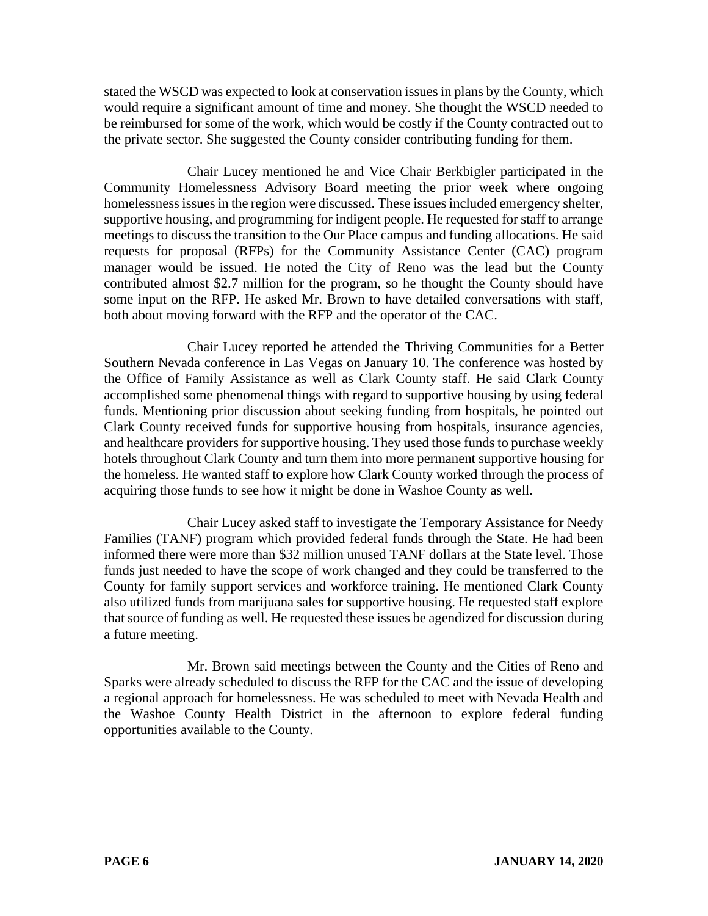stated the WSCD was expected to look at conservation issues in plans by the County, which would require a significant amount of time and money. She thought the WSCD needed to be reimbursed for some of the work, which would be costly if the County contracted out to the private sector. She suggested the County consider contributing funding for them.

Chair Lucey mentioned he and Vice Chair Berkbigler participated in the Community Homelessness Advisory Board meeting the prior week where ongoing homelessness issues in the region were discussed. These issues included emergency shelter, supportive housing, and programming for indigent people. He requested for staff to arrange meetings to discuss the transition to the Our Place campus and funding allocations. He said requests for proposal (RFPs) for the Community Assistance Center (CAC) program manager would be issued. He noted the City of Reno was the lead but the County contributed almost $2.7 million for the program, so he thought the County should have some input on the RFP. He asked Mr. Brown to have detailed conversations with staff, both about moving forward with the RFP and the operator of the CAC.

Chair Lucey reported he attended the Thriving Communities for a Better Southern Nevada conference in Las Vegas on January 10. The conference was hosted by the Office of Family Assistance as well as Clark County staff. He said Clark County accomplished some phenomenal things with regard to supportive housing by using federal funds. Mentioning prior discussion about seeking funding from hospitals, he pointed out Clark County received funds for supportive housing from hospitals, insurance agencies, and healthcare providers for supportive housing. They used those funds to purchase weekly hotels throughout Clark County and turn them into more permanent supportive housing for the homeless. He wanted staff to explore how Clark County worked through the process of acquiring those funds to see how it might be done in Washoe County as well.

Chair Lucey asked staff to investigate the Temporary Assistance for Needy Families (TANF) program which provided federal funds through the State. He had been informed there were more than $32 million unused TANF dollars at the State level. Those funds just needed to have the scope of work changed and they could be transferred to the County for family support services and workforce training. He mentioned Clark County also utilized funds from marijuana sales for supportive housing. He requested staff explore that source of funding as well. He requested these issues be agendized for discussion during a future meeting.

Mr. Brown said meetings between the County and the Cities of Reno and Sparks were already scheduled to discuss the RFP for the CAC and the issue of developing a regional approach for homelessness. He was scheduled to meet with Nevada Health and the Washoe County Health District in the afternoon to explore federal funding opportunities available to the County.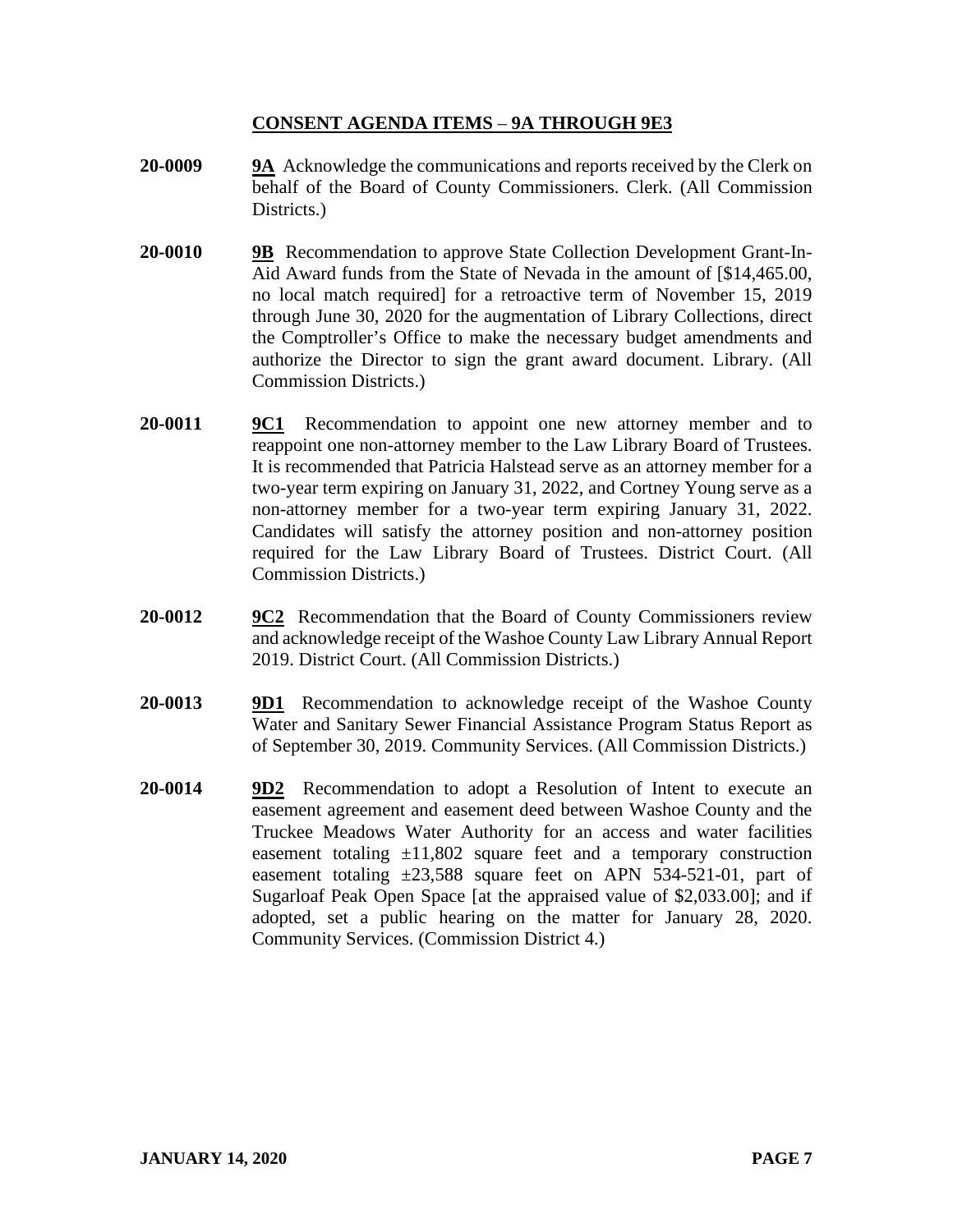## CONSENT AGENDA ITEMS – 9A THROUGH 9E3

**20-0009** **9A** Acknowledge the communications and reports received by the Clerk on behalf of the Board of County Commissioners. Clerk. (All Commission Districts.)

**20-0010** **9B** Recommendation to approve State Collection Development Grant-In-Aid Award funds from the State of Nevada in the amount of [$14,465.00, no local match required] for a retroactive term of November 15, 2019 through June 30, 2020 for the augmentation of Library Collections, direct the Comptroller's Office to make the necessary budget amendments and authorize the Director to sign the grant award document. Library. (All Commission Districts.)

**20-0011** **9C1** Recommendation to appoint one new attorney member and to reappoint one non-attorney member to the Law Library Board of Trustees. It is recommended that Patricia Halstead serve as an attorney member for a two-year term expiring on January 31, 2022, and Cortney Young serve as a non-attorney member for a two-year term expiring January 31, 2022. Candidates will satisfy the attorney position and non-attorney position required for the Law Library Board of Trustees. District Court. (All Commission Districts.)

**20-0012** **9C2** Recommendation that the Board of County Commissioners review and acknowledge receipt of the Washoe County Law Library Annual Report 2019. District Court. (All Commission Districts.)

**20-0013** **9D1** Recommendation to acknowledge receipt of the Washoe County Water and Sanitary Sewer Financial Assistance Program Status Report as of September 30, 2019. Community Services. (All Commission Districts.)

**20-0014** **9D2** Recommendation to adopt a Resolution of Intent to execute an easement agreement and easement deed between Washoe County and the Truckee Meadows Water Authority for an access and water facilities easement totaling ±11,802 square feet and a temporary construction easement totaling ±23,588 square feet on APN 534-521-01, part of Sugarloaf Peak Open Space [at the appraised value of $2,033.00]; and if adopted, set a public hearing on the matter for January 28, 2020. Community Services. (Commission District 4.)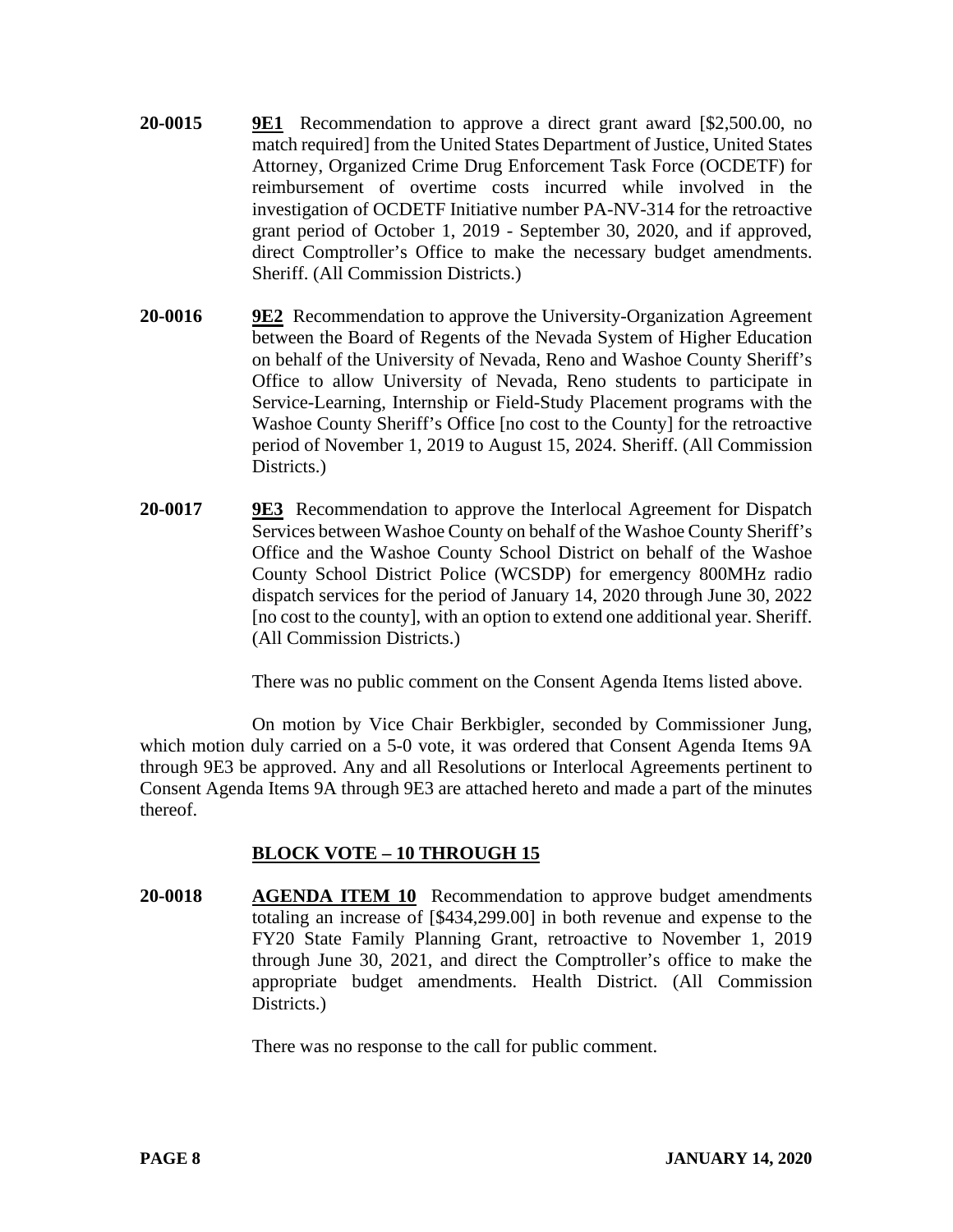**20-0015** **9E1** Recommendation to approve a direct grant award [$2,500.00, no match required] from the United States Department of Justice, United States Attorney, Organized Crime Drug Enforcement Task Force (OCDETF) for reimbursement of overtime costs incurred while involved in the investigation of OCDETF Initiative number PA-NV-314 for the retroactive grant period of October 1, 2019 - September 30, 2020, and if approved, direct Comptroller's Office to make the necessary budget amendments. Sheriff. (All Commission Districts.)

**20-0016** **9E2** Recommendation to approve the University-Organization Agreement between the Board of Regents of the Nevada System of Higher Education on behalf of the University of Nevada, Reno and Washoe County Sheriff's Office to allow University of Nevada, Reno students to participate in Service-Learning, Internship or Field-Study Placement programs with the Washoe County Sheriff's Office [no cost to the County] for the retroactive period of November 1, 2019 to August 15, 2024. Sheriff. (All Commission Districts.)

**20-0017** **9E3** Recommendation to approve the Interlocal Agreement for Dispatch Services between Washoe County on behalf of the Washoe County Sheriff's Office and the Washoe County School District on behalf of the Washoe County School District Police (WCSDP) for emergency 800MHz radio dispatch services for the period of January 14, 2020 through June 30, 2022 [no cost to the county], with an option to extend one additional year. Sheriff. (All Commission Districts.)

There was no public comment on the Consent Agenda Items listed above.

On motion by Vice Chair Berkbigler, seconded by Commissioner Jung, which motion duly carried on a 5-0 vote, it was ordered that Consent Agenda Items 9A through 9E3 be approved. Any and all Resolutions or Interlocal Agreements pertinent to Consent Agenda Items 9A through 9E3 are attached hereto and made a part of the minutes thereof.

## BLOCK VOTE – 10 THROUGH 15

**20-0018** **AGENDA ITEM 10** Recommendation to approve budget amendments totaling an increase of [$434,299.00] in both revenue and expense to the FY20 State Family Planning Grant, retroactive to November 1, 2019 through June 30, 2021, and direct the Comptroller's office to make the appropriate budget amendments. Health District. (All Commission Districts.)

There was no response to the call for public comment.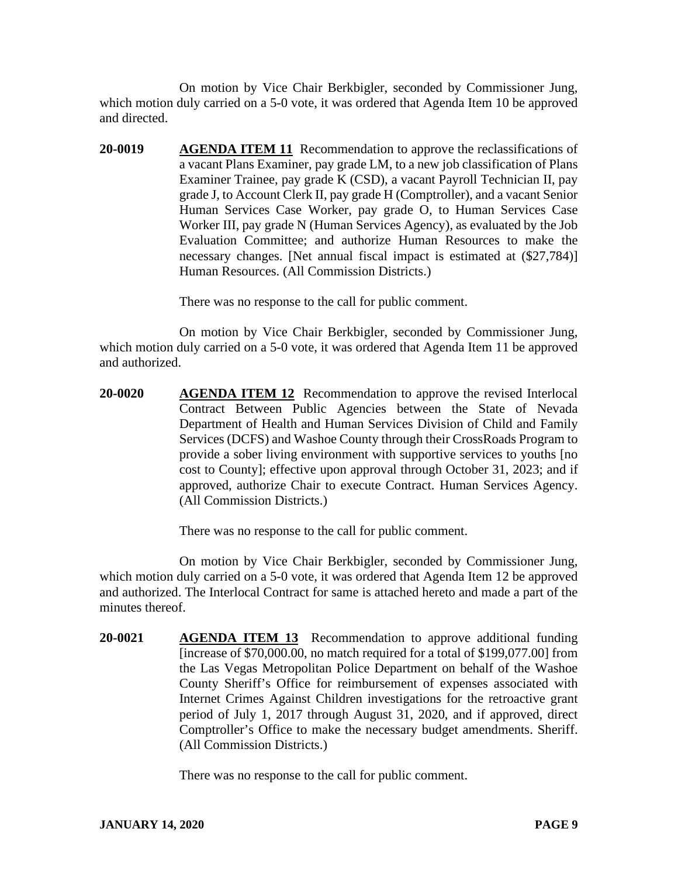On motion by Vice Chair Berkbigler, seconded by Commissioner Jung, which motion duly carried on a 5-0 vote, it was ordered that Agenda Item 10 be approved and directed.

**20-0019** **AGENDA ITEM 11** Recommendation to approve the reclassifications of a vacant Plans Examiner, pay grade LM, to a new job classification of Plans Examiner Trainee, pay grade K (CSD), a vacant Payroll Technician II, pay grade J, to Account Clerk II, pay grade H (Comptroller), and a vacant Senior Human Services Case Worker, pay grade O, to Human Services Case Worker III, pay grade N (Human Services Agency), as evaluated by the Job Evaluation Committee; and authorize Human Resources to make the necessary changes. [Net annual fiscal impact is estimated at ($27,784)] Human Resources. (All Commission Districts.)

There was no response to the call for public comment.

On motion by Vice Chair Berkbigler, seconded by Commissioner Jung, which motion duly carried on a 5-0 vote, it was ordered that Agenda Item 11 be approved and authorized.

**20-0020** **AGENDA ITEM 12** Recommendation to approve the revised Interlocal Contract Between Public Agencies between the State of Nevada Department of Health and Human Services Division of Child and Family Services (DCFS) and Washoe County through their CrossRoads Program to provide a sober living environment with supportive services to youths [no cost to County]; effective upon approval through October 31, 2023; and if approved, authorize Chair to execute Contract. Human Services Agency. (All Commission Districts.)

There was no response to the call for public comment.

On motion by Vice Chair Berkbigler, seconded by Commissioner Jung, which motion duly carried on a 5-0 vote, it was ordered that Agenda Item 12 be approved and authorized. The Interlocal Contract for same is attached hereto and made a part of the minutes thereof.

**20-0021** **AGENDA ITEM 13** Recommendation to approve additional funding [increase of $70,000.00, no match required for a total of $199,077.00] from the Las Vegas Metropolitan Police Department on behalf of the Washoe County Sheriff's Office for reimbursement of expenses associated with Internet Crimes Against Children investigations for the retroactive grant period of July 1, 2017 through August 31, 2020, and if approved, direct Comptroller's Office to make the necessary budget amendments. Sheriff. (All Commission Districts.)

There was no response to the call for public comment.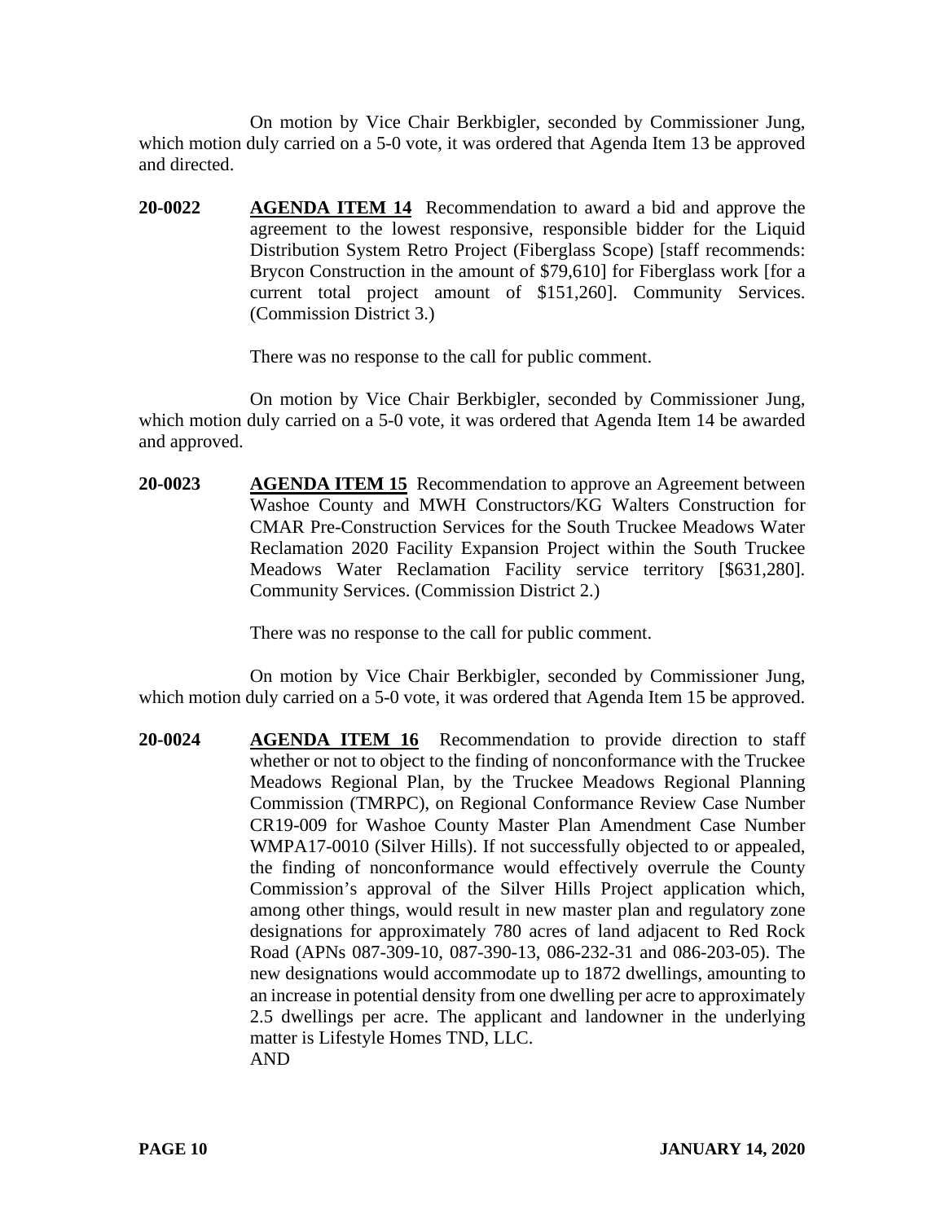On motion by Vice Chair Berkbigler, seconded by Commissioner Jung, which motion duly carried on a 5-0 vote, it was ordered that Agenda Item 13 be approved and directed.

**20-0022** **AGENDA ITEM 14** Recommendation to award a bid and approve the agreement to the lowest responsive, responsible bidder for the Liquid Distribution System Retro Project (Fiberglass Scope) [staff recommends: Brycon Construction in the amount of $79,610] for Fiberglass work [for a current total project amount of $151,260]. Community Services. (Commission District 3.)

There was no response to the call for public comment.

On motion by Vice Chair Berkbigler, seconded by Commissioner Jung, which motion duly carried on a 5-0 vote, it was ordered that Agenda Item 14 be awarded and approved.

**20-0023** **AGENDA ITEM 15** Recommendation to approve an Agreement between Washoe County and MWH Constructors/KG Walters Construction for CMAR Pre-Construction Services for the South Truckee Meadows Water Reclamation 2020 Facility Expansion Project within the South Truckee Meadows Water Reclamation Facility service territory [$631,280]. Community Services. (Commission District 2.)

There was no response to the call for public comment.

On motion by Vice Chair Berkbigler, seconded by Commissioner Jung, which motion duly carried on a 5-0 vote, it was ordered that Agenda Item 15 be approved.

**20-0024** **AGENDA ITEM 16** Recommendation to provide direction to staff whether or not to object to the finding of nonconformance with the Truckee Meadows Regional Plan, by the Truckee Meadows Regional Planning Commission (TMRPC), on Regional Conformance Review Case Number CR19-009 for Washoe County Master Plan Amendment Case Number WMPA17-0010 (Silver Hills). If not successfully objected to or appealed, the finding of nonconformance would effectively overrule the County Commission's approval of the Silver Hills Project application which, among other things, would result in new master plan and regulatory zone designations for approximately 780 acres of land adjacent to Red Rock Road (APNs 087-309-10, 087-390-13, 086-232-31 and 086-203-05). The new designations would accommodate up to 1872 dwellings, amounting to an increase in potential density from one dwelling per acre to approximately 2.5 dwellings per acre. The applicant and landowner in the underlying matter is Lifestyle Homes TND, LLC.
AND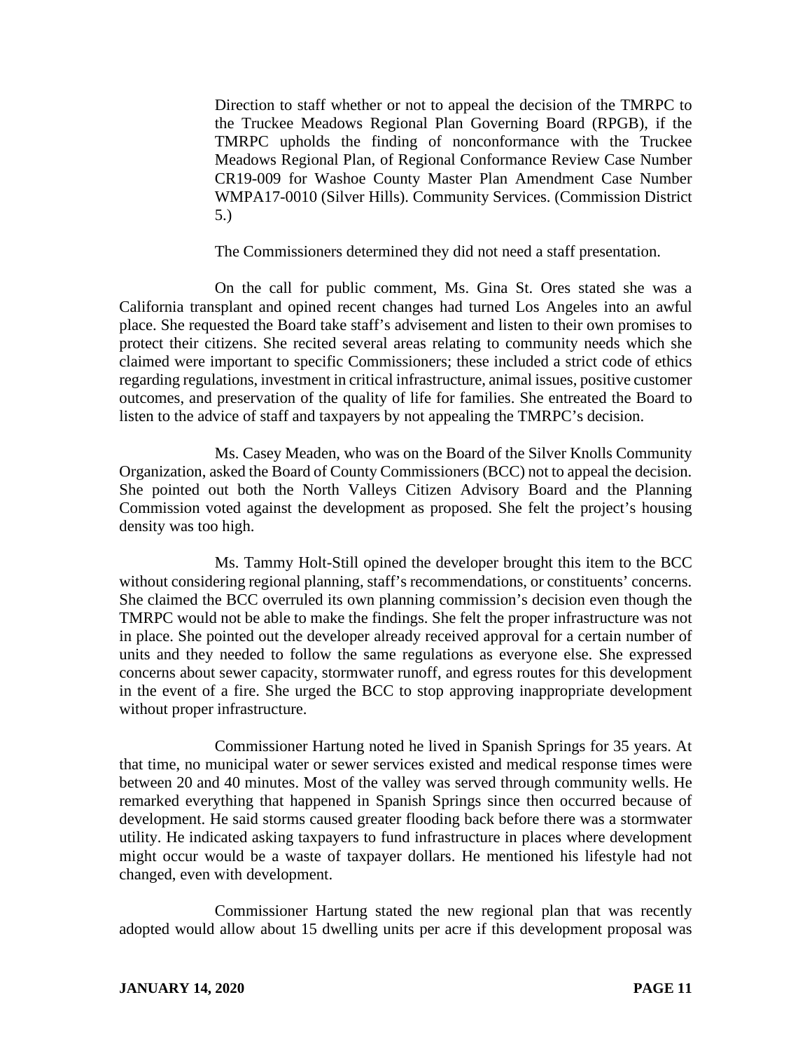Direction to staff whether or not to appeal the decision of the TMRPC to the Truckee Meadows Regional Plan Governing Board (RPGB), if the TMRPC upholds the finding of nonconformance with the Truckee Meadows Regional Plan, of Regional Conformance Review Case Number CR19-009 for Washoe County Master Plan Amendment Case Number WMPA17-0010 (Silver Hills). Community Services. (Commission District 5.)

The Commissioners determined they did not need a staff presentation.

On the call for public comment, Ms. Gina St. Ores stated she was a California transplant and opined recent changes had turned Los Angeles into an awful place. She requested the Board take staff's advisement and listen to their own promises to protect their citizens. She recited several areas relating to community needs which she claimed were important to specific Commissioners; these included a strict code of ethics regarding regulations, investment in critical infrastructure, animal issues, positive customer outcomes, and preservation of the quality of life for families. She entreated the Board to listen to the advice of staff and taxpayers by not appealing the TMRPC's decision.

Ms. Casey Meaden, who was on the Board of the Silver Knolls Community Organization, asked the Board of County Commissioners (BCC) not to appeal the decision. She pointed out both the North Valleys Citizen Advisory Board and the Planning Commission voted against the development as proposed. She felt the project's housing density was too high.

Ms. Tammy Holt-Still opined the developer brought this item to the BCC without considering regional planning, staff's recommendations, or constituents' concerns. She claimed the BCC overruled its own planning commission's decision even though the TMRPC would not be able to make the findings. She felt the proper infrastructure was not in place. She pointed out the developer already received approval for a certain number of units and they needed to follow the same regulations as everyone else. She expressed concerns about sewer capacity, stormwater runoff, and egress routes for this development in the event of a fire. She urged the BCC to stop approving inappropriate development without proper infrastructure.

Commissioner Hartung noted he lived in Spanish Springs for 35 years. At that time, no municipal water or sewer services existed and medical response times were between 20 and 40 minutes. Most of the valley was served through community wells. He remarked everything that happened in Spanish Springs since then occurred because of development. He said storms caused greater flooding back before there was a stormwater utility. He indicated asking taxpayers to fund infrastructure in places where development might occur would be a waste of taxpayer dollars. He mentioned his lifestyle had not changed, even with development.

Commissioner Hartung stated the new regional plan that was recently adopted would allow about 15 dwelling units per acre if this development proposal was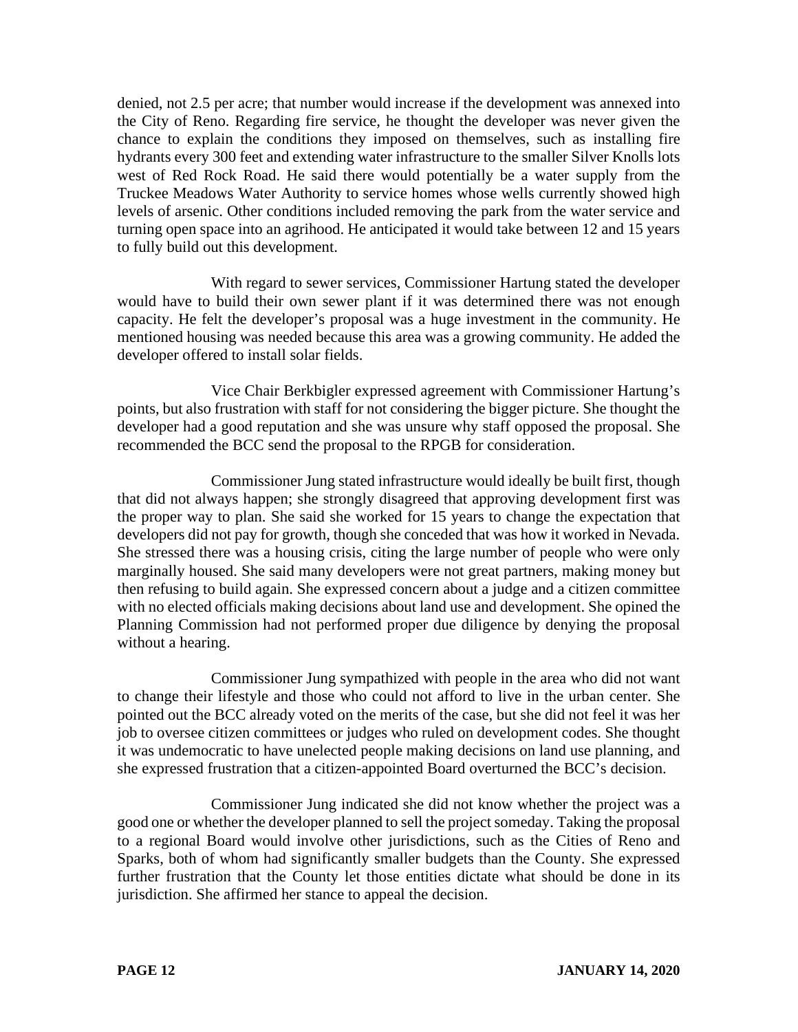denied, not 2.5 per acre; that number would increase if the development was annexed into the City of Reno. Regarding fire service, he thought the developer was never given the chance to explain the conditions they imposed on themselves, such as installing fire hydrants every 300 feet and extending water infrastructure to the smaller Silver Knolls lots west of Red Rock Road. He said there would potentially be a water supply from the Truckee Meadows Water Authority to service homes whose wells currently showed high levels of arsenic. Other conditions included removing the park from the water service and turning open space into an agrihood. He anticipated it would take between 12 and 15 years to fully build out this development.

With regard to sewer services, Commissioner Hartung stated the developer would have to build their own sewer plant if it was determined there was not enough capacity. He felt the developer's proposal was a huge investment in the community. He mentioned housing was needed because this area was a growing community. He added the developer offered to install solar fields.

Vice Chair Berkbigler expressed agreement with Commissioner Hartung's points, but also frustration with staff for not considering the bigger picture. She thought the developer had a good reputation and she was unsure why staff opposed the proposal. She recommended the BCC send the proposal to the RPGB for consideration.

Commissioner Jung stated infrastructure would ideally be built first, though that did not always happen; she strongly disagreed that approving development first was the proper way to plan. She said she worked for 15 years to change the expectation that developers did not pay for growth, though she conceded that was how it worked in Nevada. She stressed there was a housing crisis, citing the large number of people who were only marginally housed. She said many developers were not great partners, making money but then refusing to build again. She expressed concern about a judge and a citizen committee with no elected officials making decisions about land use and development. She opined the Planning Commission had not performed proper due diligence by denying the proposal without a hearing.

Commissioner Jung sympathized with people in the area who did not want to change their lifestyle and those who could not afford to live in the urban center. She pointed out the BCC already voted on the merits of the case, but she did not feel it was her job to oversee citizen committees or judges who ruled on development codes. She thought it was undemocratic to have unelected people making decisions on land use planning, and she expressed frustration that a citizen-appointed Board overturned the BCC's decision.

Commissioner Jung indicated she did not know whether the project was a good one or whether the developer planned to sell the project someday. Taking the proposal to a regional Board would involve other jurisdictions, such as the Cities of Reno and Sparks, both of whom had significantly smaller budgets than the County. She expressed further frustration that the County let those entities dictate what should be done in its jurisdiction. She affirmed her stance to appeal the decision.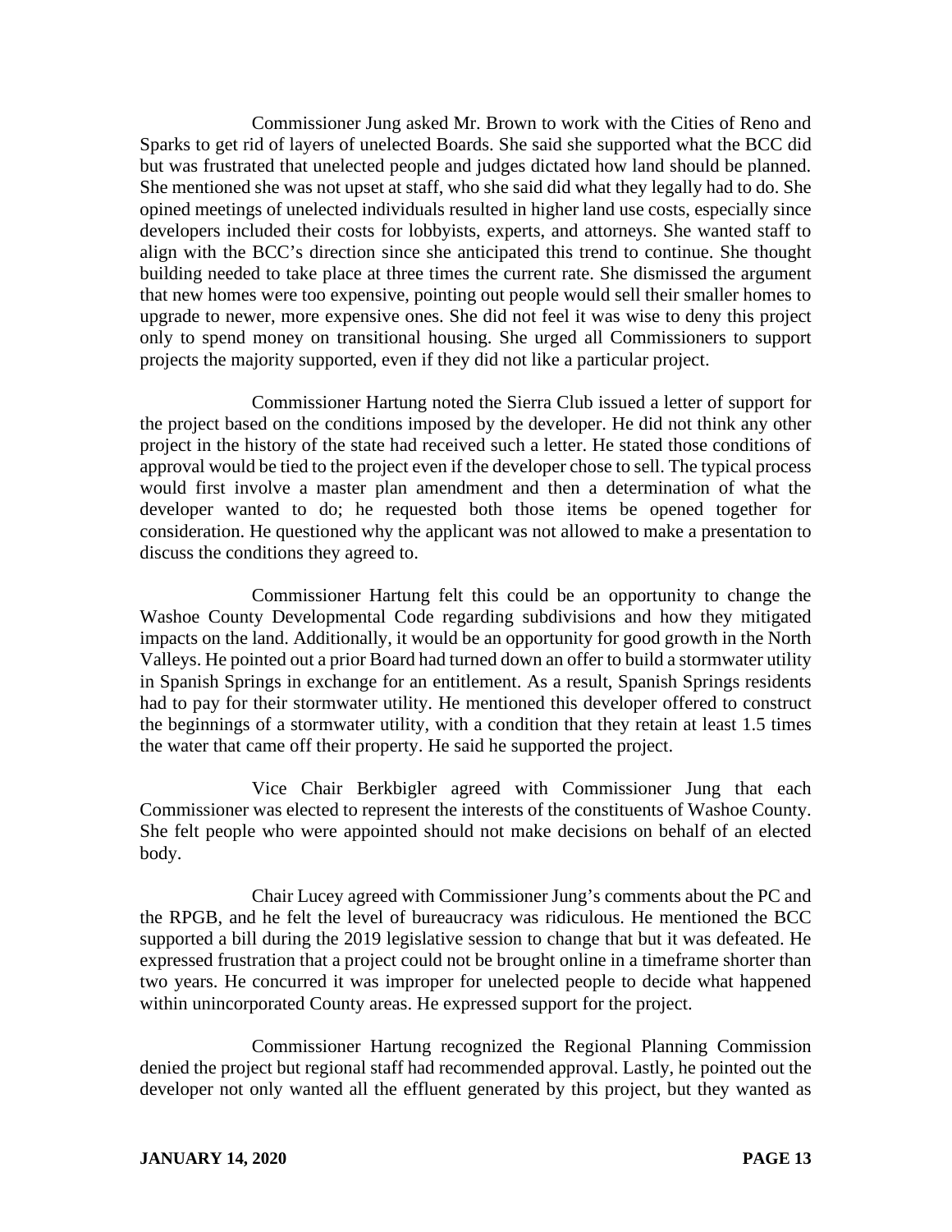Commissioner Jung asked Mr. Brown to work with the Cities of Reno and Sparks to get rid of layers of unelected Boards. She said she supported what the BCC did but was frustrated that unelected people and judges dictated how land should be planned. She mentioned she was not upset at staff, who she said did what they legally had to do. She opined meetings of unelected individuals resulted in higher land use costs, especially since developers included their costs for lobbyists, experts, and attorneys. She wanted staff to align with the BCC's direction since she anticipated this trend to continue. She thought building needed to take place at three times the current rate. She dismissed the argument that new homes were too expensive, pointing out people would sell their smaller homes to upgrade to newer, more expensive ones. She did not feel it was wise to deny this project only to spend money on transitional housing. She urged all Commissioners to support projects the majority supported, even if they did not like a particular project.

Commissioner Hartung noted the Sierra Club issued a letter of support for the project based on the conditions imposed by the developer. He did not think any other project in the history of the state had received such a letter. He stated those conditions of approval would be tied to the project even if the developer chose to sell. The typical process would first involve a master plan amendment and then a determination of what the developer wanted to do; he requested both those items be opened together for consideration. He questioned why the applicant was not allowed to make a presentation to discuss the conditions they agreed to.

Commissioner Hartung felt this could be an opportunity to change the Washoe County Developmental Code regarding subdivisions and how they mitigated impacts on the land. Additionally, it would be an opportunity for good growth in the North Valleys. He pointed out a prior Board had turned down an offer to build a stormwater utility in Spanish Springs in exchange for an entitlement. As a result, Spanish Springs residents had to pay for their stormwater utility. He mentioned this developer offered to construct the beginnings of a stormwater utility, with a condition that they retain at least 1.5 times the water that came off their property. He said he supported the project.

Vice Chair Berkbigler agreed with Commissioner Jung that each Commissioner was elected to represent the interests of the constituents of Washoe County. She felt people who were appointed should not make decisions on behalf of an elected body.

Chair Lucey agreed with Commissioner Jung's comments about the PC and the RPGB, and he felt the level of bureaucracy was ridiculous. He mentioned the BCC supported a bill during the 2019 legislative session to change that but it was defeated. He expressed frustration that a project could not be brought online in a timeframe shorter than two years. He concurred it was improper for unelected people to decide what happened within unincorporated County areas. He expressed support for the project.

Commissioner Hartung recognized the Regional Planning Commission denied the project but regional staff had recommended approval. Lastly, he pointed out the developer not only wanted all the effluent generated by this project, but they wanted as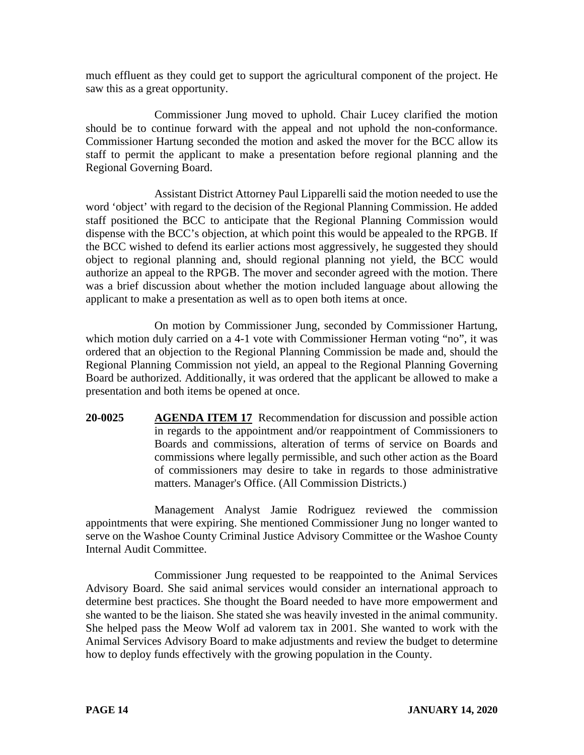much effluent as they could get to support the agricultural component of the project. He saw this as a great opportunity.

Commissioner Jung moved to uphold. Chair Lucey clarified the motion should be to continue forward with the appeal and not uphold the non-conformance. Commissioner Hartung seconded the motion and asked the mover for the BCC allow its staff to permit the applicant to make a presentation before regional planning and the Regional Governing Board.

Assistant District Attorney Paul Lipparelli said the motion needed to use the word 'object' with regard to the decision of the Regional Planning Commission. He added staff positioned the BCC to anticipate that the Regional Planning Commission would dispense with the BCC's objection, at which point this would be appealed to the RPGB. If the BCC wished to defend its earlier actions most aggressively, he suggested they should object to regional planning and, should regional planning not yield, the BCC would authorize an appeal to the RPGB. The mover and seconder agreed with the motion. There was a brief discussion about whether the motion included language about allowing the applicant to make a presentation as well as to open both items at once.

On motion by Commissioner Jung, seconded by Commissioner Hartung, which motion duly carried on a 4-1 vote with Commissioner Herman voting "no", it was ordered that an objection to the Regional Planning Commission be made and, should the Regional Planning Commission not yield, an appeal to the Regional Planning Governing Board be authorized. Additionally, it was ordered that the applicant be allowed to make a presentation and both items be opened at once.

**20-0025** **AGENDA ITEM 17** Recommendation for discussion and possible action in regards to the appointment and/or reappointment of Commissioners to Boards and commissions, alteration of terms of service on Boards and commissions where legally permissible, and such other action as the Board of commissioners may desire to take in regards to those administrative matters. Manager's Office. (All Commission Districts.)

Management Analyst Jamie Rodriguez reviewed the commission appointments that were expiring. She mentioned Commissioner Jung no longer wanted to serve on the Washoe County Criminal Justice Advisory Committee or the Washoe County Internal Audit Committee.

Commissioner Jung requested to be reappointed to the Animal Services Advisory Board. She said animal services would consider an international approach to determine best practices. She thought the Board needed to have more empowerment and she wanted to be the liaison. She stated she was heavily invested in the animal community. She helped pass the Meow Wolf ad valorem tax in 2001. She wanted to work with the Animal Services Advisory Board to make adjustments and review the budget to determine how to deploy funds effectively with the growing population in the County.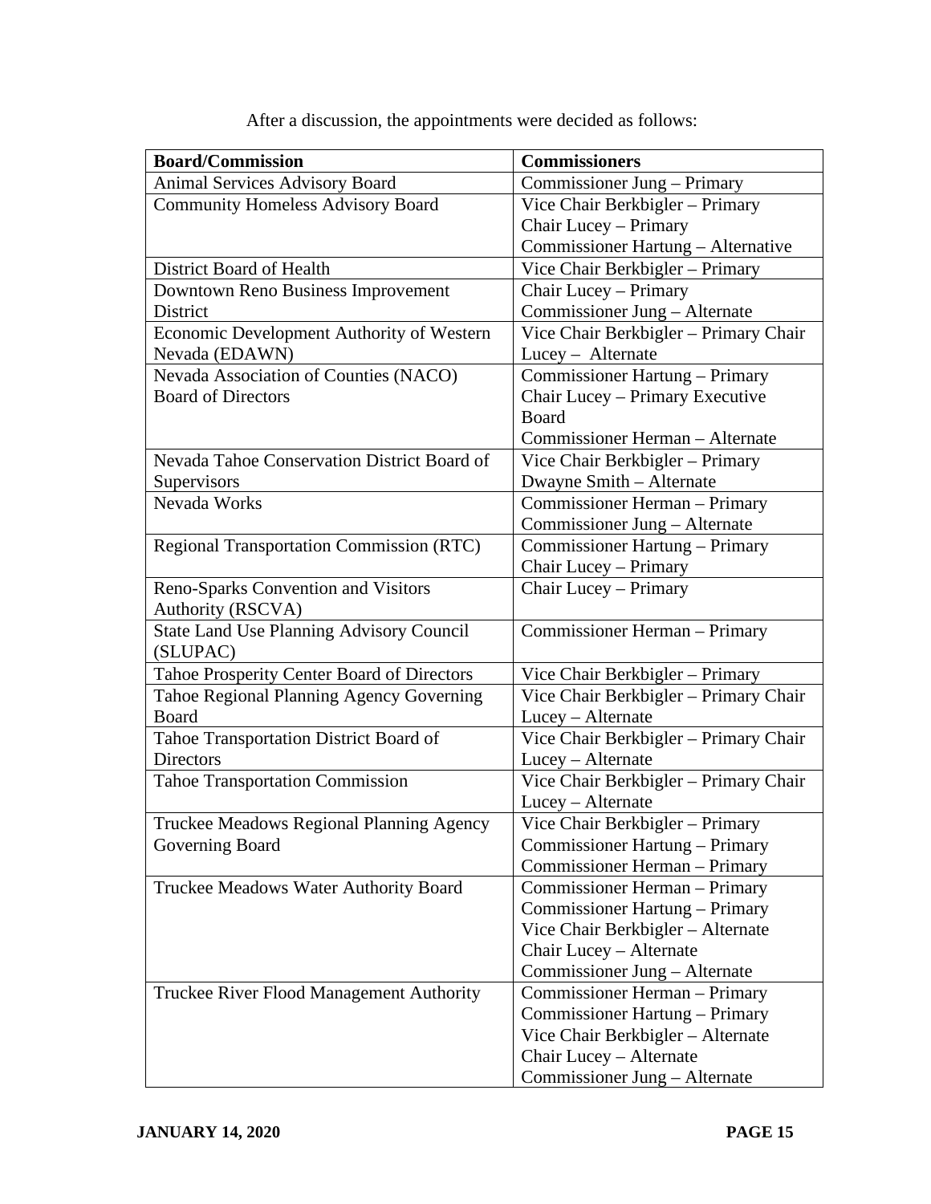After a discussion, the appointments were decided as follows:

| Board/Commission | Commissioners |
|---|---|
| Animal Services Advisory Board | Commissioner Jung – Primary |
| Community Homeless Advisory Board | Vice Chair Berkbigler – Primary<br>Chair Lucey – Primary<br>Commissioner Hartung – Alternative |
| District Board of Health | Vice Chair Berkbigler – Primary |
| Downtown Reno Business Improvement District | Chair Lucey – Primary<br>Commissioner Jung – Alternate |
| Economic Development Authority of Western Nevada (EDAWN) | Vice Chair Berkbigler – Primary Chair Lucey – Alternate |
| Nevada Association of Counties (NACO) Board of Directors | Commissioner Hartung – Primary<br>Chair Lucey – Primary Executive Board<br>Commissioner Herman – Alternate |
| Nevada Tahoe Conservation District Board of Supervisors | Vice Chair Berkbigler – Primary<br>Dwayne Smith – Alternate |
| Nevada Works | Commissioner Herman – Primary<br>Commissioner Jung – Alternate |
| Regional Transportation Commission (RTC) | Commissioner Hartung – Primary<br>Chair Lucey – Primary |
| Reno-Sparks Convention and Visitors Authority (RSCVA) | Chair Lucey – Primary |
| State Land Use Planning Advisory Council (SLUPAC) | Commissioner Herman – Primary |
| Tahoe Prosperity Center Board of Directors | Vice Chair Berkbigler – Primary |
| Tahoe Regional Planning Agency Governing Board | Vice Chair Berkbigler – Primary Chair Lucey – Alternate |
| Tahoe Transportation District Board of Directors | Vice Chair Berkbigler – Primary Chair Lucey – Alternate |
| Tahoe Transportation Commission | Vice Chair Berkbigler – Primary Chair Lucey – Alternate |
| Truckee Meadows Regional Planning Agency Governing Board | Vice Chair Berkbigler – Primary<br>Commissioner Hartung – Primary<br>Commissioner Herman – Primary |
| Truckee Meadows Water Authority Board | Commissioner Herman – Primary<br>Commissioner Hartung – Primary<br>Vice Chair Berkbigler – Alternate<br>Chair Lucey – Alternate<br>Commissioner Jung – Alternate |
| Truckee River Flood Management Authority | Commissioner Herman – Primary<br>Commissioner Hartung – Primary<br>Vice Chair Berkbigler – Alternate<br>Chair Lucey – Alternate<br>Commissioner Jung – Alternate |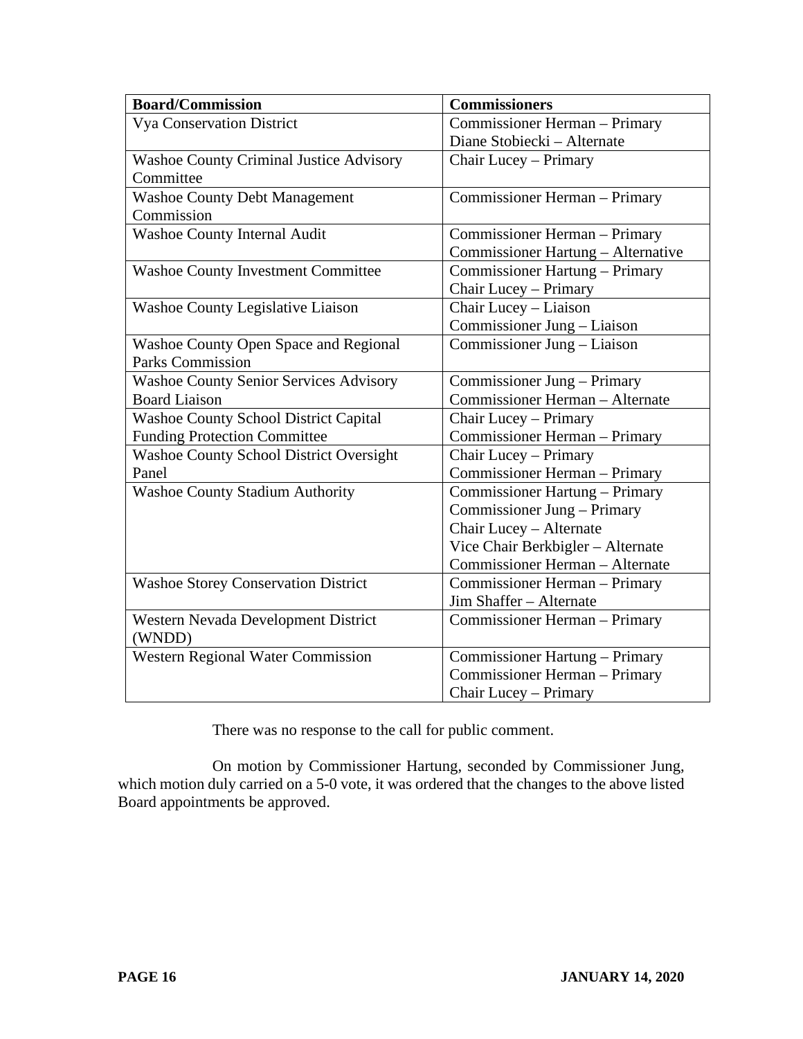| Board/Commission | Commissioners |
|---|---|
| Vya Conservation District | Commissioner Herman – Primary<br>Diane Stobiecki – Alternate |
| Washoe County Criminal Justice Advisory Committee | Chair Lucey – Primary |
| Washoe County Debt Management Commission | Commissioner Herman – Primary |
| Washoe County Internal Audit | Commissioner Herman – Primary<br>Commissioner Hartung – Alternative |
| Washoe County Investment Committee | Commissioner Hartung – Primary<br>Chair Lucey – Primary |
| Washoe County Legislative Liaison | Chair Lucey – Liaison<br>Commissioner Jung – Liaison |
| Washoe County Open Space and Regional Parks Commission | Commissioner Jung – Liaison |
| Washoe County Senior Services Advisory Board Liaison | Commissioner Jung – Primary<br>Commissioner Herman – Alternate |
| Washoe County School District Capital Funding Protection Committee | Chair Lucey – Primary<br>Commissioner Herman – Primary |
| Washoe County School District Oversight Panel | Chair Lucey – Primary<br>Commissioner Herman – Primary |
| Washoe County Stadium Authority | Commissioner Hartung – Primary<br>Commissioner Jung – Primary<br>Chair Lucey – Alternate<br>Vice Chair Berkbigler – Alternate<br>Commissioner Herman – Alternate |
| Washoe Storey Conservation District | Commissioner Herman – Primary<br>Jim Shaffer – Alternate |
| Western Nevada Development District (WNDD) | Commissioner Herman – Primary |
| Western Regional Water Commission | Commissioner Hartung – Primary<br>Commissioner Herman – Primary<br>Chair Lucey – Primary |

There was no response to the call for public comment.

On motion by Commissioner Hartung, seconded by Commissioner Jung, which motion duly carried on a 5-0 vote, it was ordered that the changes to the above listed Board appointments be approved.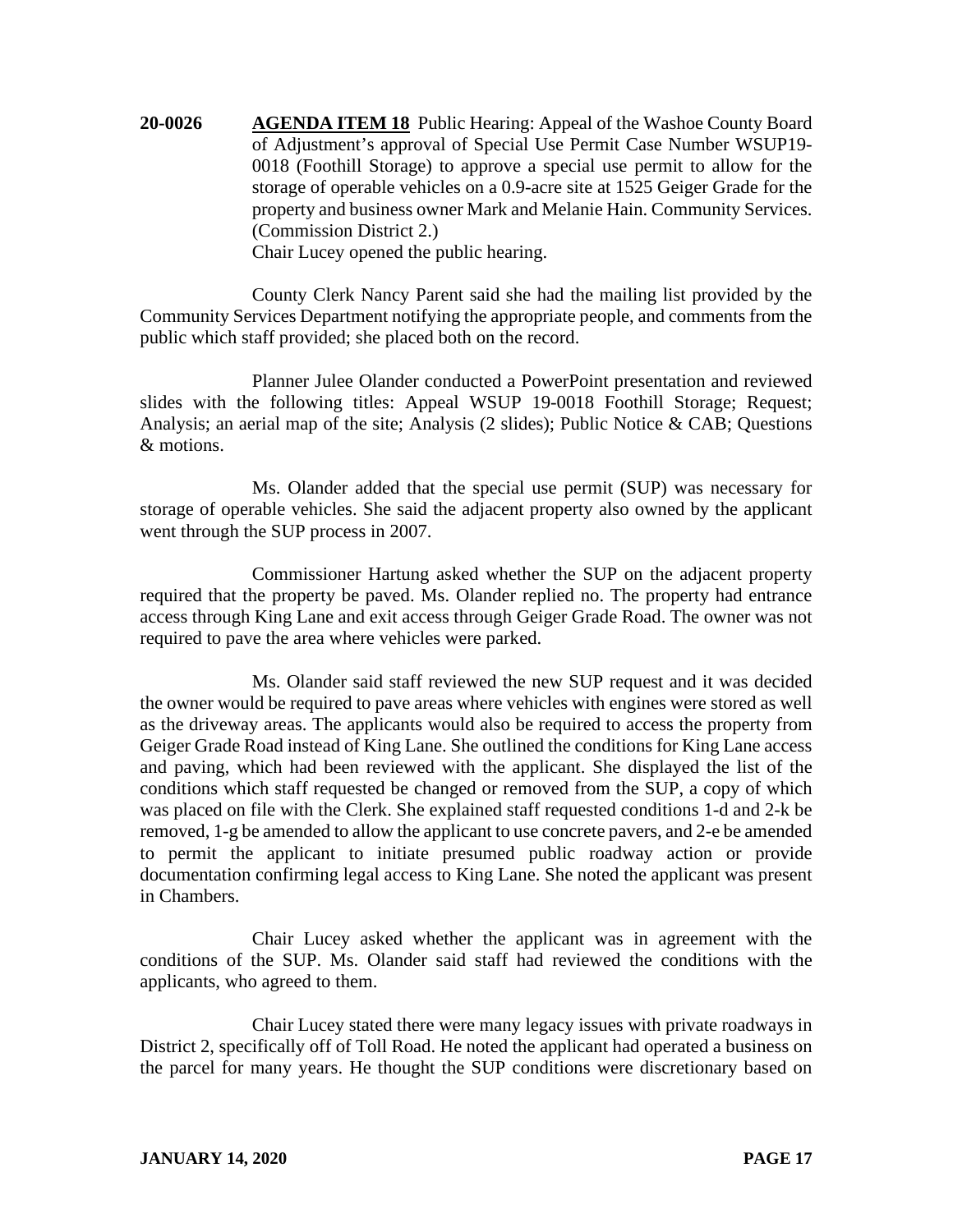**20-0026** **AGENDA ITEM 18** Public Hearing: Appeal of the Washoe County Board of Adjustment's approval of Special Use Permit Case Number WSUP19-0018 (Foothill Storage) to approve a special use permit to allow for the storage of operable vehicles on a 0.9-acre site at 1525 Geiger Grade for the property and business owner Mark and Melanie Hain. Community Services. (Commission District 2.)

Chair Lucey opened the public hearing.

County Clerk Nancy Parent said she had the mailing list provided by the Community Services Department notifying the appropriate people, and comments from the public which staff provided; she placed both on the record.

Planner Julee Olander conducted a PowerPoint presentation and reviewed slides with the following titles: Appeal WSUP 19-0018 Foothill Storage; Request; Analysis; an aerial map of the site; Analysis (2 slides); Public Notice & CAB; Questions & motions.

Ms. Olander added that the special use permit (SUP) was necessary for storage of operable vehicles. She said the adjacent property also owned by the applicant went through the SUP process in 2007.

Commissioner Hartung asked whether the SUP on the adjacent property required that the property be paved. Ms. Olander replied no. The property had entrance access through King Lane and exit access through Geiger Grade Road. The owner was not required to pave the area where vehicles were parked.

Ms. Olander said staff reviewed the new SUP request and it was decided the owner would be required to pave areas where vehicles with engines were stored as well as the driveway areas. The applicants would also be required to access the property from Geiger Grade Road instead of King Lane. She outlined the conditions for King Lane access and paving, which had been reviewed with the applicant. She displayed the list of the conditions which staff requested be changed or removed from the SUP, a copy of which was placed on file with the Clerk. She explained staff requested conditions 1-d and 2-k be removed, 1-g be amended to allow the applicant to use concrete pavers, and 2-e be amended to permit the applicant to initiate presumed public roadway action or provide documentation confirming legal access to King Lane. She noted the applicant was present in Chambers.

Chair Lucey asked whether the applicant was in agreement with the conditions of the SUP. Ms. Olander said staff had reviewed the conditions with the applicants, who agreed to them.

Chair Lucey stated there were many legacy issues with private roadways in District 2, specifically off of Toll Road. He noted the applicant had operated a business on the parcel for many years. He thought the SUP conditions were discretionary based on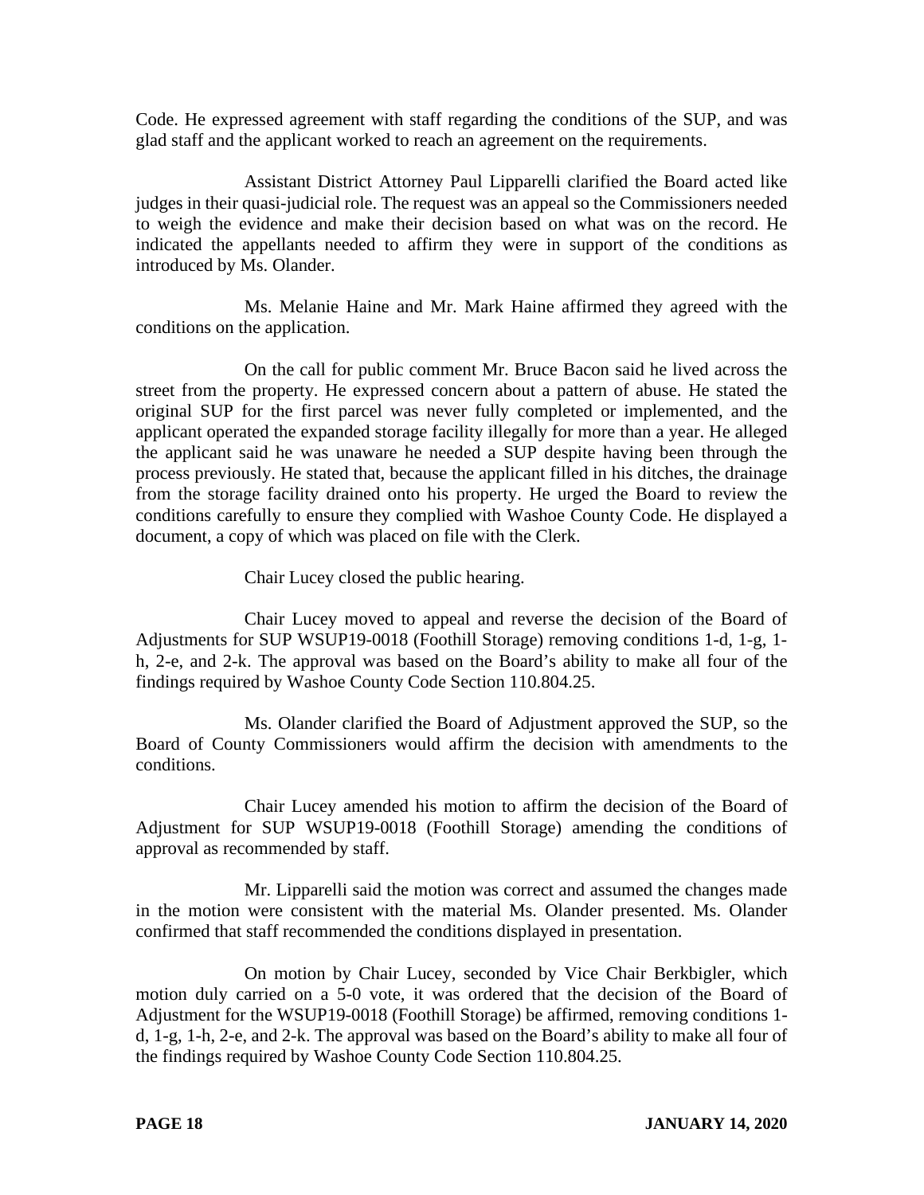Code. He expressed agreement with staff regarding the conditions of the SUP, and was glad staff and the applicant worked to reach an agreement on the requirements.

Assistant District Attorney Paul Lipparelli clarified the Board acted like judges in their quasi-judicial role. The request was an appeal so the Commissioners needed to weigh the evidence and make their decision based on what was on the record. He indicated the appellants needed to affirm they were in support of the conditions as introduced by Ms. Olander.

Ms. Melanie Haine and Mr. Mark Haine affirmed they agreed with the conditions on the application.

On the call for public comment Mr. Bruce Bacon said he lived across the street from the property. He expressed concern about a pattern of abuse. He stated the original SUP for the first parcel was never fully completed or implemented, and the applicant operated the expanded storage facility illegally for more than a year. He alleged the applicant said he was unaware he needed a SUP despite having been through the process previously. He stated that, because the applicant filled in his ditches, the drainage from the storage facility drained onto his property. He urged the Board to review the conditions carefully to ensure they complied with Washoe County Code. He displayed a document, a copy of which was placed on file with the Clerk.

Chair Lucey closed the public hearing.

Chair Lucey moved to appeal and reverse the decision of the Board of Adjustments for SUP WSUP19-0018 (Foothill Storage) removing conditions 1-d, 1-g, 1-h, 2-e, and 2-k. The approval was based on the Board's ability to make all four of the findings required by Washoe County Code Section 110.804.25.

Ms. Olander clarified the Board of Adjustment approved the SUP, so the Board of County Commissioners would affirm the decision with amendments to the conditions.

Chair Lucey amended his motion to affirm the decision of the Board of Adjustment for SUP WSUP19-0018 (Foothill Storage) amending the conditions of approval as recommended by staff.

Mr. Lipparelli said the motion was correct and assumed the changes made in the motion were consistent with the material Ms. Olander presented. Ms. Olander confirmed that staff recommended the conditions displayed in presentation.

On motion by Chair Lucey, seconded by Vice Chair Berkbigler, which motion duly carried on a 5-0 vote, it was ordered that the decision of the Board of Adjustment for the WSUP19-0018 (Foothill Storage) be affirmed, removing conditions 1-d, 1-g, 1-h, 2-e, and 2-k. The approval was based on the Board's ability to make all four of the findings required by Washoe County Code Section 110.804.25.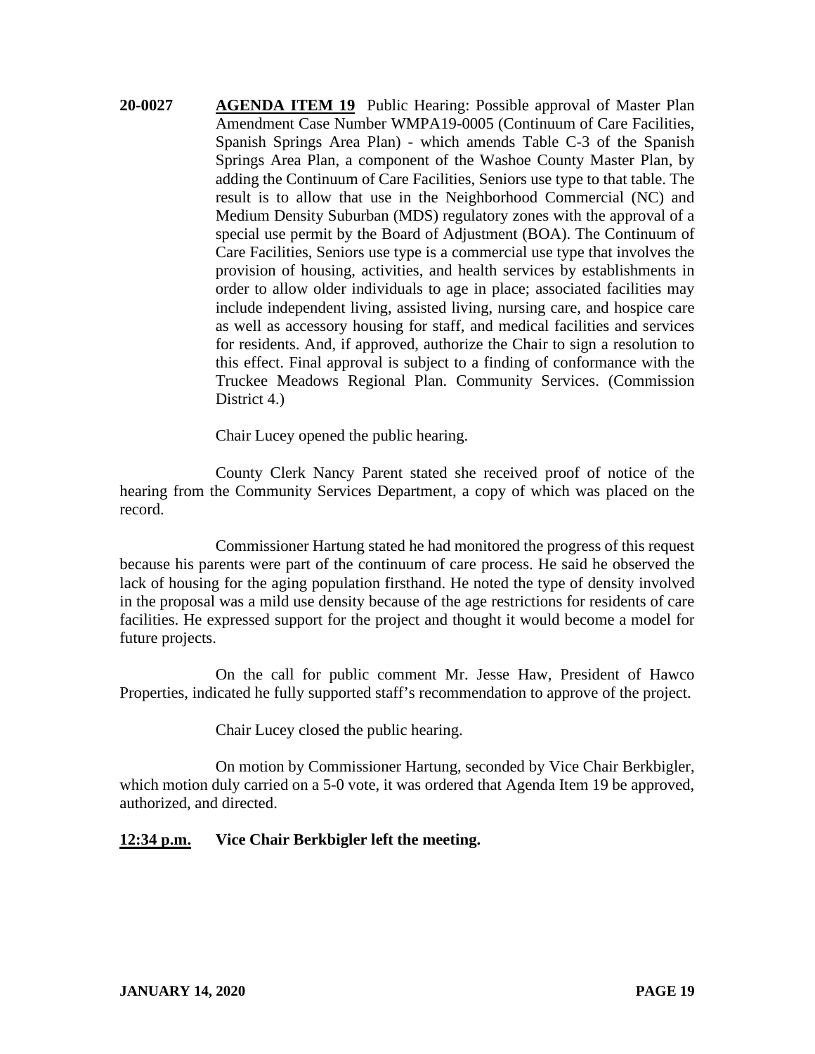**20-0027** **AGENDA ITEM 19** Public Hearing: Possible approval of Master Plan Amendment Case Number WMPA19-0005 (Continuum of Care Facilities, Spanish Springs Area Plan) - which amends Table C-3 of the Spanish Springs Area Plan, a component of the Washoe County Master Plan, by adding the Continuum of Care Facilities, Seniors use type to that table. The result is to allow that use in the Neighborhood Commercial (NC) and Medium Density Suburban (MDS) regulatory zones with the approval of a special use permit by the Board of Adjustment (BOA). The Continuum of Care Facilities, Seniors use type is a commercial use type that involves the provision of housing, activities, and health services by establishments in order to allow older individuals to age in place; associated facilities may include independent living, assisted living, nursing care, and hospice care as well as accessory housing for staff, and medical facilities and services for residents. And, if approved, authorize the Chair to sign a resolution to this effect. Final approval is subject to a finding of conformance with the Truckee Meadows Regional Plan. Community Services. (Commission District 4.)

Chair Lucey opened the public hearing.

County Clerk Nancy Parent stated she received proof of notice of the hearing from the Community Services Department, a copy of which was placed on the record.

Commissioner Hartung stated he had monitored the progress of this request because his parents were part of the continuum of care process. He said he observed the lack of housing for the aging population firsthand. He noted the type of density involved in the proposal was a mild use density because of the age restrictions for residents of care facilities. He expressed support for the project and thought it would become a model for future projects.

On the call for public comment Mr. Jesse Haw, President of Hawco Properties, indicated he fully supported staff's recommendation to approve of the project.

Chair Lucey closed the public hearing.

On motion by Commissioner Hartung, seconded by Vice Chair Berkbigler, which motion duly carried on a 5-0 vote, it was ordered that Agenda Item 19 be approved, authorized, and directed.

**12:34 p.m.** **Vice Chair Berkbigler left the meeting.**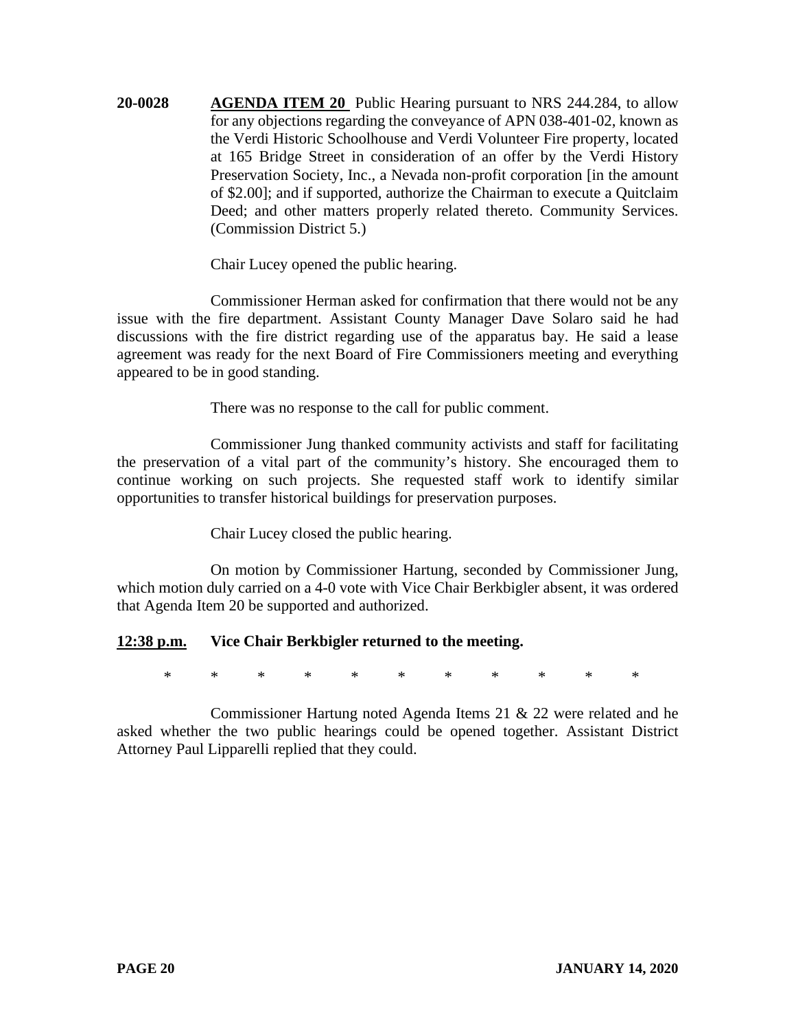**20-0028** **AGENDA ITEM 20** Public Hearing pursuant to NRS 244.284, to allow for any objections regarding the conveyance of APN 038-401-02, known as the Verdi Historic Schoolhouse and Verdi Volunteer Fire property, located at 165 Bridge Street in consideration of an offer by the Verdi History Preservation Society, Inc., a Nevada non-profit corporation [in the amount of $2.00]; and if supported, authorize the Chairman to execute a Quitclaim Deed; and other matters properly related thereto. Community Services. (Commission District 5.)

Chair Lucey opened the public hearing.

Commissioner Herman asked for confirmation that there would not be any issue with the fire department. Assistant County Manager Dave Solaro said he had discussions with the fire district regarding use of the apparatus bay. He said a lease agreement was ready for the next Board of Fire Commissioners meeting and everything appeared to be in good standing.

There was no response to the call for public comment.

Commissioner Jung thanked community activists and staff for facilitating the preservation of a vital part of the community's history. She encouraged them to continue working on such projects. She requested staff work to identify similar opportunities to transfer historical buildings for preservation purposes.

Chair Lucey closed the public hearing.

On motion by Commissioner Hartung, seconded by Commissioner Jung, which motion duly carried on a 4-0 vote with Vice Chair Berkbigler absent, it was ordered that Agenda Item 20 be supported and authorized.

**12:38 p.m.** **Vice Chair Berkbigler returned to the meeting.**

\* \* \* \* \* \* \* \* \* \* \*

Commissioner Hartung noted Agenda Items 21 & 22 were related and he asked whether the two public hearings could be opened together. Assistant District Attorney Paul Lipparelli replied that they could.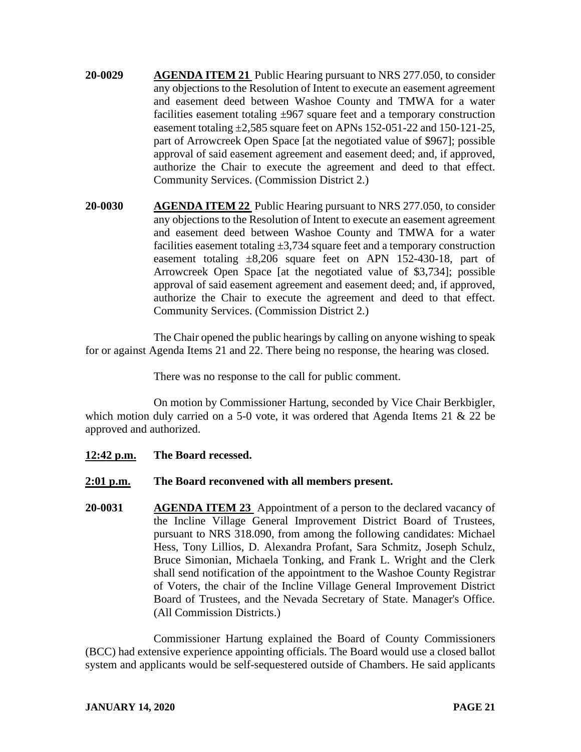**20-0029** **AGENDA ITEM 21** Public Hearing pursuant to NRS 277.050, to consider any objections to the Resolution of Intent to execute an easement agreement and easement deed between Washoe County and TMWA for a water facilities easement totaling ±967 square feet and a temporary construction easement totaling ±2,585 square feet on APNs 152-051-22 and 150-121-25, part of Arrowcreek Open Space [at the negotiated value of $967]; possible approval of said easement agreement and easement deed; and, if approved, authorize the Chair to execute the agreement and deed to that effect. Community Services. (Commission District 2.)

**20-0030** **AGENDA ITEM 22** Public Hearing pursuant to NRS 277.050, to consider any objections to the Resolution of Intent to execute an easement agreement and easement deed between Washoe County and TMWA for a water facilities easement totaling ±3,734 square feet and a temporary construction easement totaling ±8,206 square feet on APN 152-430-18, part of Arrowcreek Open Space [at the negotiated value of $3,734]; possible approval of said easement agreement and easement deed; and, if approved, authorize the Chair to execute the agreement and deed to that effect. Community Services. (Commission District 2.)

The Chair opened the public hearings by calling on anyone wishing to speak for or against Agenda Items 21 and 22. There being no response, the hearing was closed.

There was no response to the call for public comment.

On motion by Commissioner Hartung, seconded by Vice Chair Berkbigler, which motion duly carried on a 5-0 vote, it was ordered that Agenda Items 21 & 22 be approved and authorized.

**12:42 p.m.** **The Board recessed.**

**2:01 p.m.** **The Board reconvened with all members present.**

**20-0031** **AGENDA ITEM 23** Appointment of a person to the declared vacancy of the Incline Village General Improvement District Board of Trustees, pursuant to NRS 318.090, from among the following candidates: Michael Hess, Tony Lillios, D. Alexandra Profant, Sara Schmitz, Joseph Schulz, Bruce Simonian, Michaela Tonking, and Frank L. Wright and the Clerk shall send notification of the appointment to the Washoe County Registrar of Voters, the chair of the Incline Village General Improvement District Board of Trustees, and the Nevada Secretary of State. Manager's Office. (All Commission Districts.)

Commissioner Hartung explained the Board of County Commissioners (BCC) had extensive experience appointing officials. The Board would use a closed ballot system and applicants would be self-sequestered outside of Chambers. He said applicants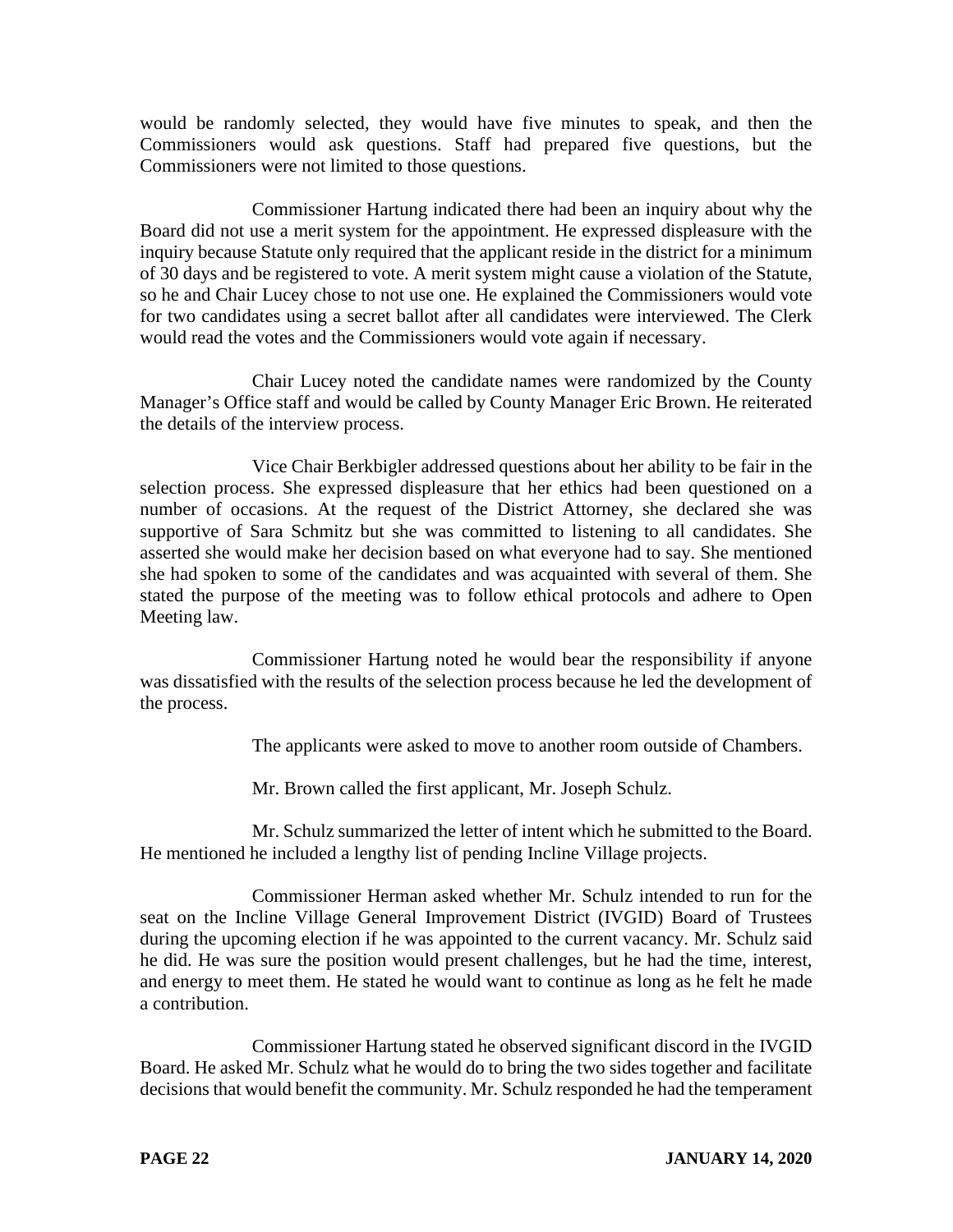would be randomly selected, they would have five minutes to speak, and then the Commissioners would ask questions. Staff had prepared five questions, but the Commissioners were not limited to those questions.

Commissioner Hartung indicated there had been an inquiry about why the Board did not use a merit system for the appointment. He expressed displeasure with the inquiry because Statute only required that the applicant reside in the district for a minimum of 30 days and be registered to vote. A merit system might cause a violation of the Statute, so he and Chair Lucey chose to not use one. He explained the Commissioners would vote for two candidates using a secret ballot after all candidates were interviewed. The Clerk would read the votes and the Commissioners would vote again if necessary.

Chair Lucey noted the candidate names were randomized by the County Manager's Office staff and would be called by County Manager Eric Brown. He reiterated the details of the interview process.

Vice Chair Berkbigler addressed questions about her ability to be fair in the selection process. She expressed displeasure that her ethics had been questioned on a number of occasions. At the request of the District Attorney, she declared she was supportive of Sara Schmitz but she was committed to listening to all candidates. She asserted she would make her decision based on what everyone had to say. She mentioned she had spoken to some of the candidates and was acquainted with several of them. She stated the purpose of the meeting was to follow ethical protocols and adhere to Open Meeting law.

Commissioner Hartung noted he would bear the responsibility if anyone was dissatisfied with the results of the selection process because he led the development of the process.

The applicants were asked to move to another room outside of Chambers.

Mr. Brown called the first applicant, Mr. Joseph Schulz.

Mr. Schulz summarized the letter of intent which he submitted to the Board. He mentioned he included a lengthy list of pending Incline Village projects.

Commissioner Herman asked whether Mr. Schulz intended to run for the seat on the Incline Village General Improvement District (IVGID) Board of Trustees during the upcoming election if he was appointed to the current vacancy. Mr. Schulz said he did. He was sure the position would present challenges, but he had the time, interest, and energy to meet them. He stated he would want to continue as long as he felt he made a contribution.

Commissioner Hartung stated he observed significant discord in the IVGID Board. He asked Mr. Schulz what he would do to bring the two sides together and facilitate decisions that would benefit the community. Mr. Schulz responded he had the temperament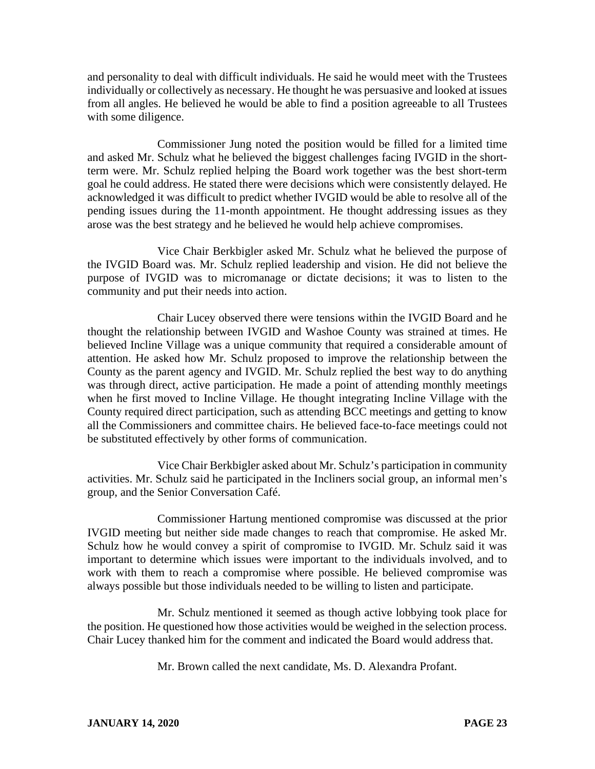and personality to deal with difficult individuals. He said he would meet with the Trustees individually or collectively as necessary. He thought he was persuasive and looked at issues from all angles. He believed he would be able to find a position agreeable to all Trustees with some diligence.

Commissioner Jung noted the position would be filled for a limited time and asked Mr. Schulz what he believed the biggest challenges facing IVGID in the short-term were. Mr. Schulz replied helping the Board work together was the best short-term goal he could address. He stated there were decisions which were consistently delayed. He acknowledged it was difficult to predict whether IVGID would be able to resolve all of the pending issues during the 11-month appointment. He thought addressing issues as they arose was the best strategy and he believed he would help achieve compromises.

Vice Chair Berkbigler asked Mr. Schulz what he believed the purpose of the IVGID Board was. Mr. Schulz replied leadership and vision. He did not believe the purpose of IVGID was to micromanage or dictate decisions; it was to listen to the community and put their needs into action.

Chair Lucey observed there were tensions within the IVGID Board and he thought the relationship between IVGID and Washoe County was strained at times. He believed Incline Village was a unique community that required a considerable amount of attention. He asked how Mr. Schulz proposed to improve the relationship between the County as the parent agency and IVGID. Mr. Schulz replied the best way to do anything was through direct, active participation. He made a point of attending monthly meetings when he first moved to Incline Village. He thought integrating Incline Village with the County required direct participation, such as attending BCC meetings and getting to know all the Commissioners and committee chairs. He believed face-to-face meetings could not be substituted effectively by other forms of communication.

Vice Chair Berkbigler asked about Mr. Schulz's participation in community activities. Mr. Schulz said he participated in the Incliners social group, an informal men's group, and the Senior Conversation Café.

Commissioner Hartung mentioned compromise was discussed at the prior IVGID meeting but neither side made changes to reach that compromise. He asked Mr. Schulz how he would convey a spirit of compromise to IVGID. Mr. Schulz said it was important to determine which issues were important to the individuals involved, and to work with them to reach a compromise where possible. He believed compromise was always possible but those individuals needed to be willing to listen and participate.

Mr. Schulz mentioned it seemed as though active lobbying took place for the position. He questioned how those activities would be weighed in the selection process. Chair Lucey thanked him for the comment and indicated the Board would address that.

Mr. Brown called the next candidate, Ms. D. Alexandra Profant.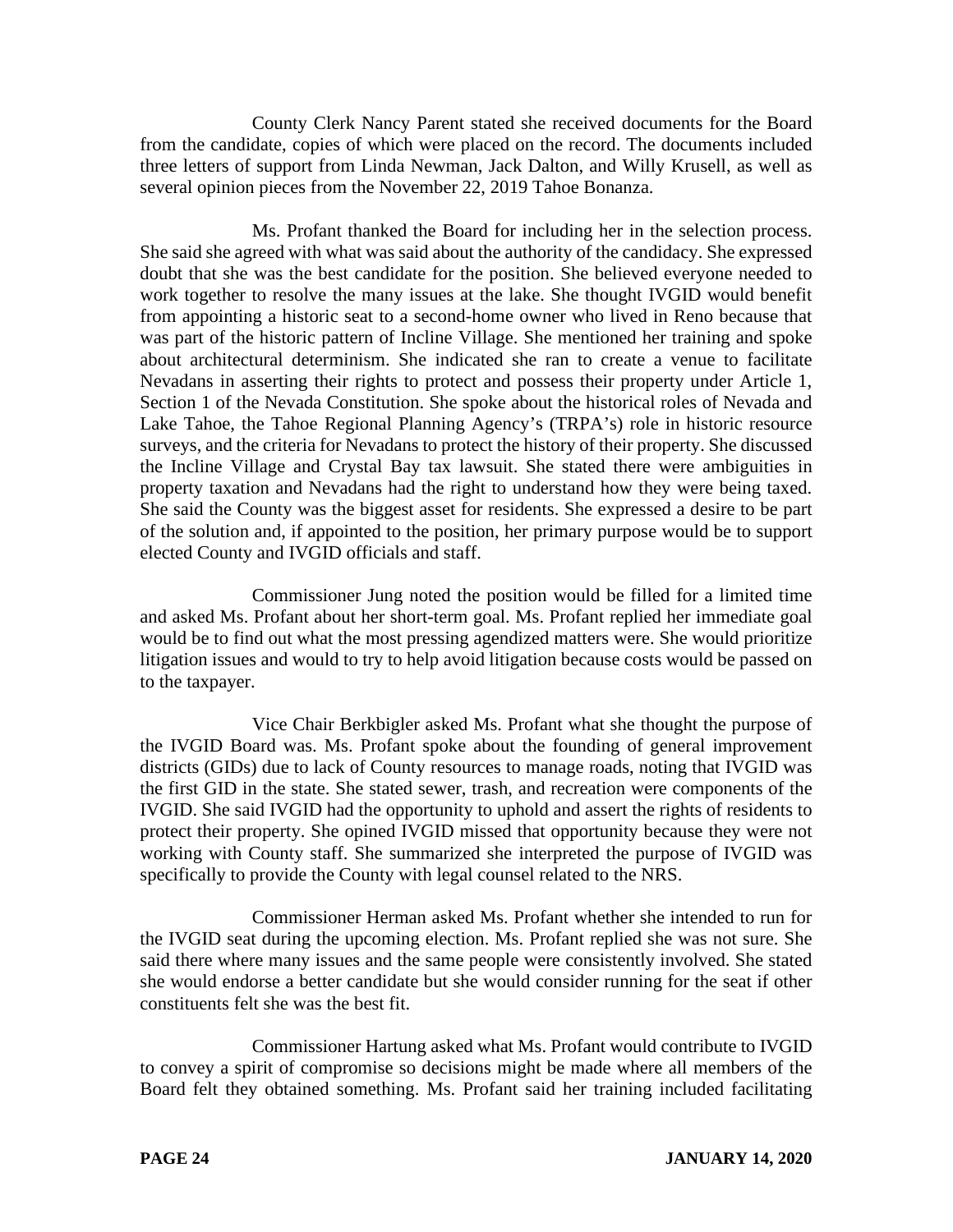County Clerk Nancy Parent stated she received documents for the Board from the candidate, copies of which were placed on the record. The documents included three letters of support from Linda Newman, Jack Dalton, and Willy Krusell, as well as several opinion pieces from the November 22, 2019 Tahoe Bonanza.

Ms. Profant thanked the Board for including her in the selection process. She said she agreed with what was said about the authority of the candidacy. She expressed doubt that she was the best candidate for the position. She believed everyone needed to work together to resolve the many issues at the lake. She thought IVGID would benefit from appointing a historic seat to a second-home owner who lived in Reno because that was part of the historic pattern of Incline Village. She mentioned her training and spoke about architectural determinism. She indicated she ran to create a venue to facilitate Nevadans in asserting their rights to protect and possess their property under Article 1, Section 1 of the Nevada Constitution. She spoke about the historical roles of Nevada and Lake Tahoe, the Tahoe Regional Planning Agency's (TRPA's) role in historic resource surveys, and the criteria for Nevadans to protect the history of their property. She discussed the Incline Village and Crystal Bay tax lawsuit. She stated there were ambiguities in property taxation and Nevadans had the right to understand how they were being taxed. She said the County was the biggest asset for residents. She expressed a desire to be part of the solution and, if appointed to the position, her primary purpose would be to support elected County and IVGID officials and staff.

Commissioner Jung noted the position would be filled for a limited time and asked Ms. Profant about her short-term goal. Ms. Profant replied her immediate goal would be to find out what the most pressing agendized matters were. She would prioritize litigation issues and would to try to help avoid litigation because costs would be passed on to the taxpayer.

Vice Chair Berkbigler asked Ms. Profant what she thought the purpose of the IVGID Board was. Ms. Profant spoke about the founding of general improvement districts (GIDs) due to lack of County resources to manage roads, noting that IVGID was the first GID in the state. She stated sewer, trash, and recreation were components of the IVGID. She said IVGID had the opportunity to uphold and assert the rights of residents to protect their property. She opined IVGID missed that opportunity because they were not working with County staff. She summarized she interpreted the purpose of IVGID was specifically to provide the County with legal counsel related to the NRS.

Commissioner Herman asked Ms. Profant whether she intended to run for the IVGID seat during the upcoming election. Ms. Profant replied she was not sure. She said there where many issues and the same people were consistently involved. She stated she would endorse a better candidate but she would consider running for the seat if other constituents felt she was the best fit.

Commissioner Hartung asked what Ms. Profant would contribute to IVGID to convey a spirit of compromise so decisions might be made where all members of the Board felt they obtained something. Ms. Profant said her training included facilitating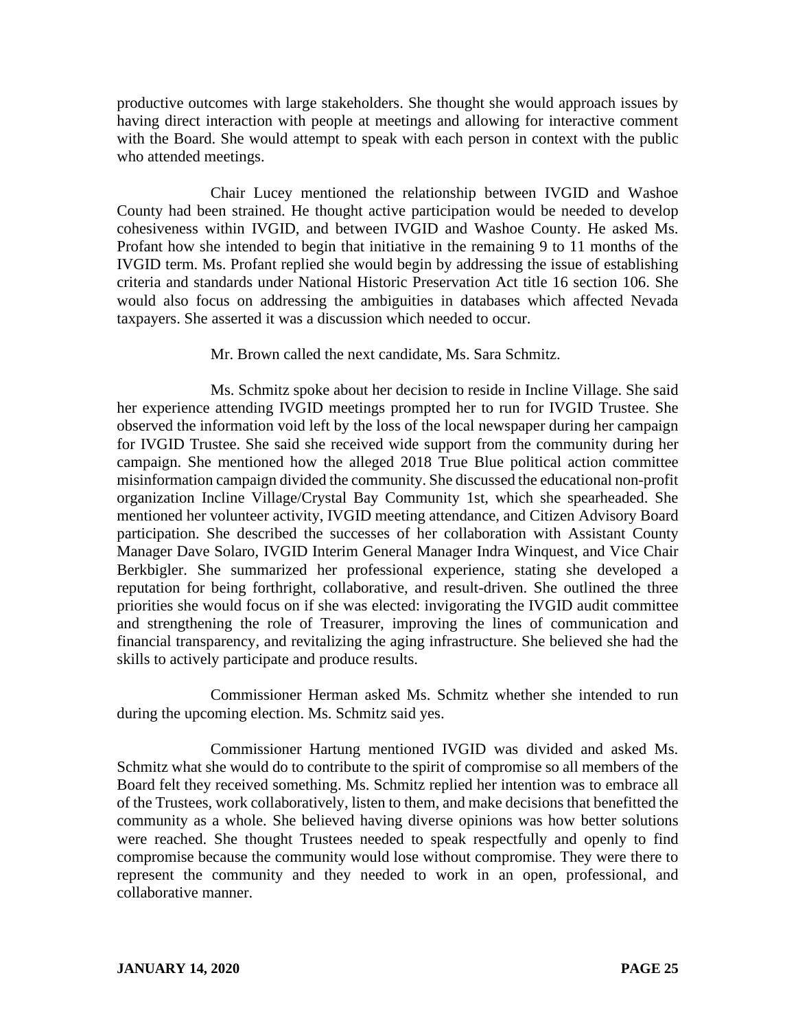productive outcomes with large stakeholders. She thought she would approach issues by having direct interaction with people at meetings and allowing for interactive comment with the Board. She would attempt to speak with each person in context with the public who attended meetings.

Chair Lucey mentioned the relationship between IVGID and Washoe County had been strained. He thought active participation would be needed to develop cohesiveness within IVGID, and between IVGID and Washoe County. He asked Ms. Profant how she intended to begin that initiative in the remaining 9 to 11 months of the IVGID term. Ms. Profant replied she would begin by addressing the issue of establishing criteria and standards under National Historic Preservation Act title 16 section 106. She would also focus on addressing the ambiguities in databases which affected Nevada taxpayers. She asserted it was a discussion which needed to occur.

Mr. Brown called the next candidate, Ms. Sara Schmitz.

Ms. Schmitz spoke about her decision to reside in Incline Village. She said her experience attending IVGID meetings prompted her to run for IVGID Trustee. She observed the information void left by the loss of the local newspaper during her campaign for IVGID Trustee. She said she received wide support from the community during her campaign. She mentioned how the alleged 2018 True Blue political action committee misinformation campaign divided the community. She discussed the educational non-profit organization Incline Village/Crystal Bay Community 1st, which she spearheaded. She mentioned her volunteer activity, IVGID meeting attendance, and Citizen Advisory Board participation. She described the successes of her collaboration with Assistant County Manager Dave Solaro, IVGID Interim General Manager Indra Winquest, and Vice Chair Berkbigler. She summarized her professional experience, stating she developed a reputation for being forthright, collaborative, and result-driven. She outlined the three priorities she would focus on if she was elected: invigorating the IVGID audit committee and strengthening the role of Treasurer, improving the lines of communication and financial transparency, and revitalizing the aging infrastructure. She believed she had the skills to actively participate and produce results.

Commissioner Herman asked Ms. Schmitz whether she intended to run during the upcoming election. Ms. Schmitz said yes.

Commissioner Hartung mentioned IVGID was divided and asked Ms. Schmitz what she would do to contribute to the spirit of compromise so all members of the Board felt they received something. Ms. Schmitz replied her intention was to embrace all of the Trustees, work collaboratively, listen to them, and make decisions that benefitted the community as a whole. She believed having diverse opinions was how better solutions were reached. She thought Trustees needed to speak respectfully and openly to find compromise because the community would lose without compromise. They were there to represent the community and they needed to work in an open, professional, and collaborative manner.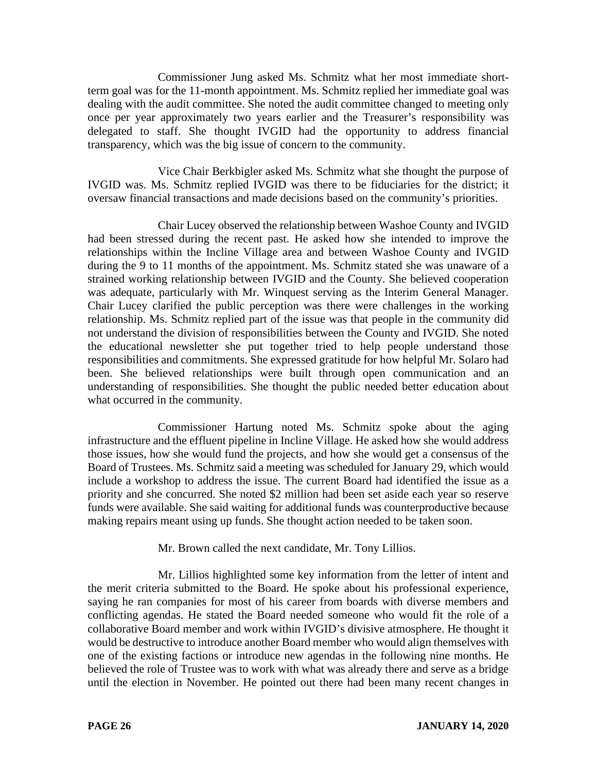Commissioner Jung asked Ms. Schmitz what her most immediate short-term goal was for the 11-month appointment. Ms. Schmitz replied her immediate goal was dealing with the audit committee. She noted the audit committee changed to meeting only once per year approximately two years earlier and the Treasurer's responsibility was delegated to staff. She thought IVGID had the opportunity to address financial transparency, which was the big issue of concern to the community.

Vice Chair Berkbigler asked Ms. Schmitz what she thought the purpose of IVGID was. Ms. Schmitz replied IVGID was there to be fiduciaries for the district; it oversaw financial transactions and made decisions based on the community's priorities.

Chair Lucey observed the relationship between Washoe County and IVGID had been stressed during the recent past. He asked how she intended to improve the relationships within the Incline Village area and between Washoe County and IVGID during the 9 to 11 months of the appointment. Ms. Schmitz stated she was unaware of a strained working relationship between IVGID and the County. She believed cooperation was adequate, particularly with Mr. Winquest serving as the Interim General Manager. Chair Lucey clarified the public perception was there were challenges in the working relationship. Ms. Schmitz replied part of the issue was that people in the community did not understand the division of responsibilities between the County and IVGID. She noted the educational newsletter she put together tried to help people understand those responsibilities and commitments. She expressed gratitude for how helpful Mr. Solaro had been. She believed relationships were built through open communication and an understanding of responsibilities. She thought the public needed better education about what occurred in the community.

Commissioner Hartung noted Ms. Schmitz spoke about the aging infrastructure and the effluent pipeline in Incline Village. He asked how she would address those issues, how she would fund the projects, and how she would get a consensus of the Board of Trustees. Ms. Schmitz said a meeting was scheduled for January 29, which would include a workshop to address the issue. The current Board had identified the issue as a priority and she concurred. She noted $2 million had been set aside each year so reserve funds were available. She said waiting for additional funds was counterproductive because making repairs meant using up funds. She thought action needed to be taken soon.

Mr. Brown called the next candidate, Mr. Tony Lillios.

Mr. Lillios highlighted some key information from the letter of intent and the merit criteria submitted to the Board. He spoke about his professional experience, saying he ran companies for most of his career from boards with diverse members and conflicting agendas. He stated the Board needed someone who would fit the role of a collaborative Board member and work within IVGID's divisive atmosphere. He thought it would be destructive to introduce another Board member who would align themselves with one of the existing factions or introduce new agendas in the following nine months. He believed the role of Trustee was to work with what was already there and serve as a bridge until the election in November. He pointed out there had been many recent changes in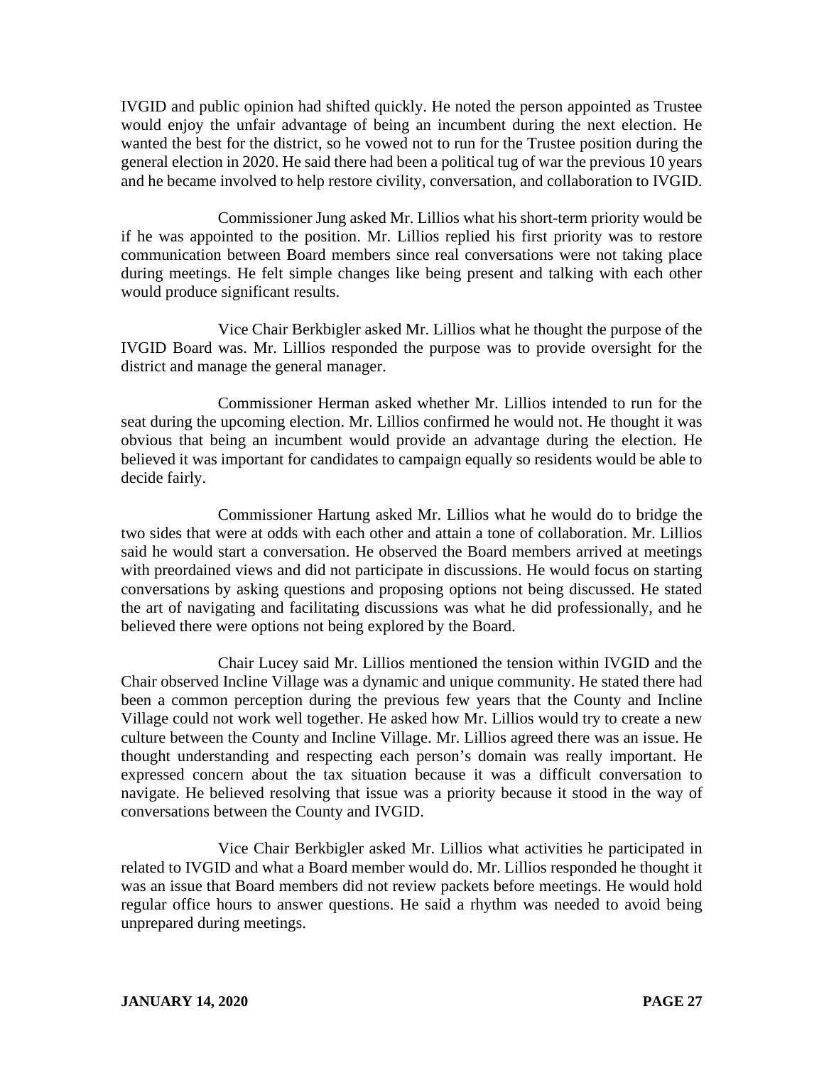IVGID and public opinion had shifted quickly. He noted the person appointed as Trustee would enjoy the unfair advantage of being an incumbent during the next election. He wanted the best for the district, so he vowed not to run for the Trustee position during the general election in 2020. He said there had been a political tug of war the previous 10 years and he became involved to help restore civility, conversation, and collaboration to IVGID.

Commissioner Jung asked Mr. Lillios what his short-term priority would be if he was appointed to the position. Mr. Lillios replied his first priority was to restore communication between Board members since real conversations were not taking place during meetings. He felt simple changes like being present and talking with each other would produce significant results.

Vice Chair Berkbigler asked Mr. Lillios what he thought the purpose of the IVGID Board was. Mr. Lillios responded the purpose was to provide oversight for the district and manage the general manager.

Commissioner Herman asked whether Mr. Lillios intended to run for the seat during the upcoming election. Mr. Lillios confirmed he would not. He thought it was obvious that being an incumbent would provide an advantage during the election. He believed it was important for candidates to campaign equally so residents would be able to decide fairly.

Commissioner Hartung asked Mr. Lillios what he would do to bridge the two sides that were at odds with each other and attain a tone of collaboration. Mr. Lillios said he would start a conversation. He observed the Board members arrived at meetings with preordained views and did not participate in discussions. He would focus on starting conversations by asking questions and proposing options not being discussed. He stated the art of navigating and facilitating discussions was what he did professionally, and he believed there were options not being explored by the Board.

Chair Lucey said Mr. Lillios mentioned the tension within IVGID and the Chair observed Incline Village was a dynamic and unique community. He stated there had been a common perception during the previous few years that the County and Incline Village could not work well together. He asked how Mr. Lillios would try to create a new culture between the County and Incline Village. Mr. Lillios agreed there was an issue. He thought understanding and respecting each person's domain was really important. He expressed concern about the tax situation because it was a difficult conversation to navigate. He believed resolving that issue was a priority because it stood in the way of conversations between the County and IVGID.

Vice Chair Berkbigler asked Mr. Lillios what activities he participated in related to IVGID and what a Board member would do. Mr. Lillios responded he thought it was an issue that Board members did not review packets before meetings. He would hold regular office hours to answer questions. He said a rhythm was needed to avoid being unprepared during meetings.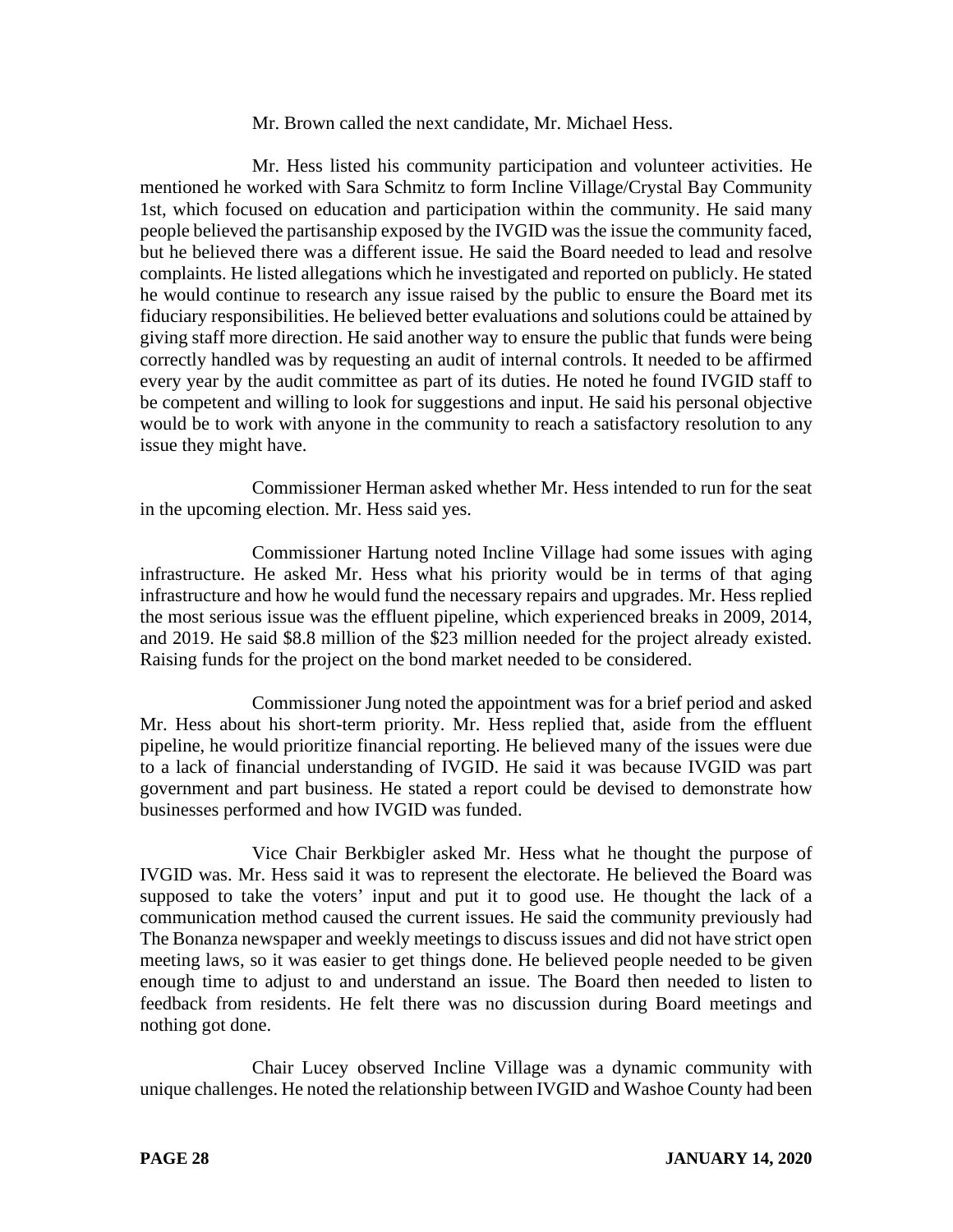Mr. Brown called the next candidate, Mr. Michael Hess.

Mr. Hess listed his community participation and volunteer activities. He mentioned he worked with Sara Schmitz to form Incline Village/Crystal Bay Community 1st, which focused on education and participation within the community. He said many people believed the partisanship exposed by the IVGID was the issue the community faced, but he believed there was a different issue. He said the Board needed to lead and resolve complaints. He listed allegations which he investigated and reported on publicly. He stated he would continue to research any issue raised by the public to ensure the Board met its fiduciary responsibilities. He believed better evaluations and solutions could be attained by giving staff more direction. He said another way to ensure the public that funds were being correctly handled was by requesting an audit of internal controls. It needed to be affirmed every year by the audit committee as part of its duties. He noted he found IVGID staff to be competent and willing to look for suggestions and input. He said his personal objective would be to work with anyone in the community to reach a satisfactory resolution to any issue they might have.

Commissioner Herman asked whether Mr. Hess intended to run for the seat in the upcoming election. Mr. Hess said yes.

Commissioner Hartung noted Incline Village had some issues with aging infrastructure. He asked Mr. Hess what his priority would be in terms of that aging infrastructure and how he would fund the necessary repairs and upgrades. Mr. Hess replied the most serious issue was the effluent pipeline, which experienced breaks in 2009, 2014, and 2019. He said \$8.8 million of the \$23 million needed for the project already existed. Raising funds for the project on the bond market needed to be considered.

Commissioner Jung noted the appointment was for a brief period and asked Mr. Hess about his short-term priority. Mr. Hess replied that, aside from the effluent pipeline, he would prioritize financial reporting. He believed many of the issues were due to a lack of financial understanding of IVGID. He said it was because IVGID was part government and part business. He stated a report could be devised to demonstrate how businesses performed and how IVGID was funded.

Vice Chair Berkbigler asked Mr. Hess what he thought the purpose of IVGID was. Mr. Hess said it was to represent the electorate. He believed the Board was supposed to take the voters' input and put it to good use. He thought the lack of a communication method caused the current issues. He said the community previously had The Bonanza newspaper and weekly meetings to discuss issues and did not have strict open meeting laws, so it was easier to get things done. He believed people needed to be given enough time to adjust to and understand an issue. The Board then needed to listen to feedback from residents. He felt there was no discussion during Board meetings and nothing got done.

Chair Lucey observed Incline Village was a dynamic community with unique challenges. He noted the relationship between IVGID and Washoe County had been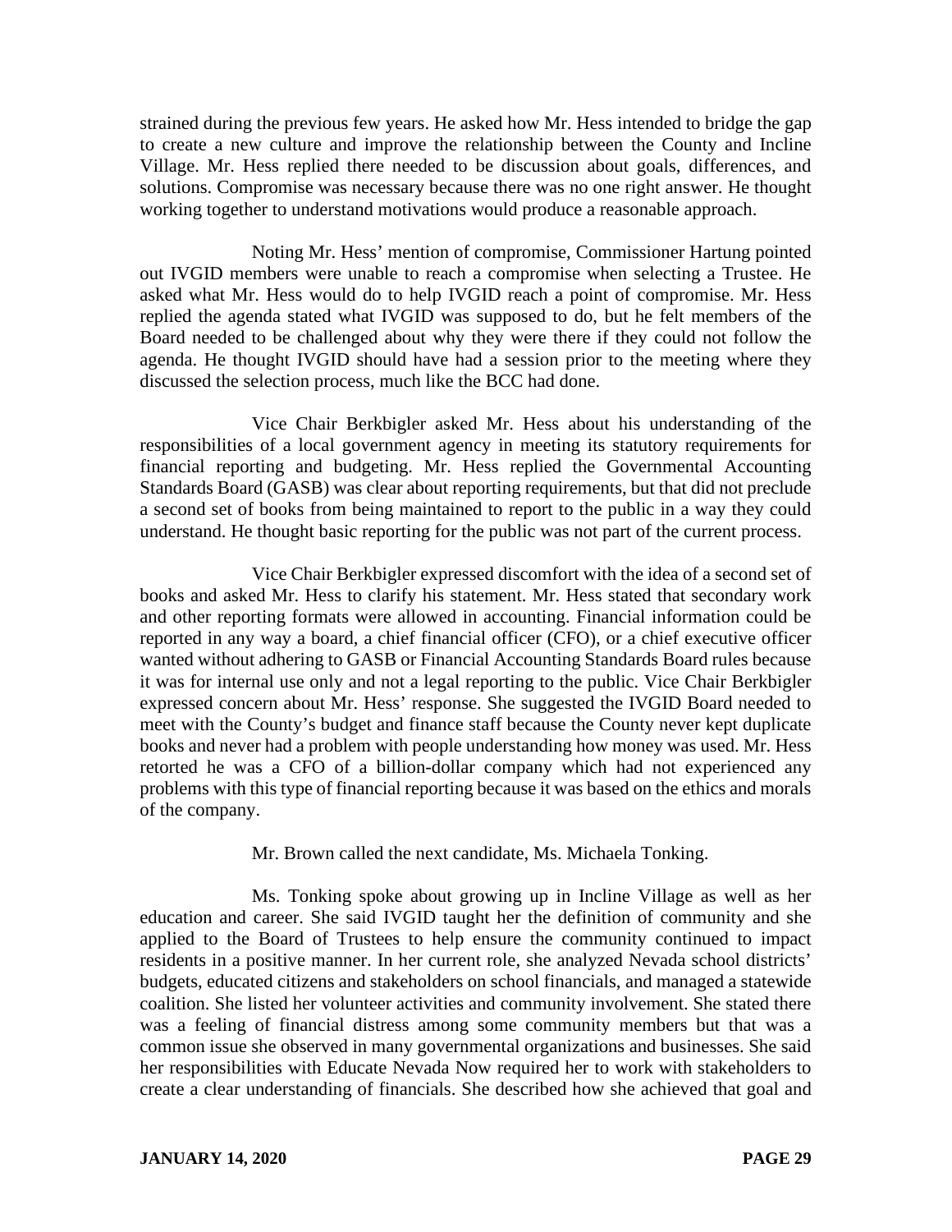strained during the previous few years. He asked how Mr. Hess intended to bridge the gap to create a new culture and improve the relationship between the County and Incline Village. Mr. Hess replied there needed to be discussion about goals, differences, and solutions. Compromise was necessary because there was no one right answer. He thought working together to understand motivations would produce a reasonable approach.

Noting Mr. Hess' mention of compromise, Commissioner Hartung pointed out IVGID members were unable to reach a compromise when selecting a Trustee. He asked what Mr. Hess would do to help IVGID reach a point of compromise. Mr. Hess replied the agenda stated what IVGID was supposed to do, but he felt members of the Board needed to be challenged about why they were there if they could not follow the agenda. He thought IVGID should have had a session prior to the meeting where they discussed the selection process, much like the BCC had done.

Vice Chair Berkbigler asked Mr. Hess about his understanding of the responsibilities of a local government agency in meeting its statutory requirements for financial reporting and budgeting. Mr. Hess replied the Governmental Accounting Standards Board (GASB) was clear about reporting requirements, but that did not preclude a second set of books from being maintained to report to the public in a way they could understand. He thought basic reporting for the public was not part of the current process.

Vice Chair Berkbigler expressed discomfort with the idea of a second set of books and asked Mr. Hess to clarify his statement. Mr. Hess stated that secondary work and other reporting formats were allowed in accounting. Financial information could be reported in any way a board, a chief financial officer (CFO), or a chief executive officer wanted without adhering to GASB or Financial Accounting Standards Board rules because it was for internal use only and not a legal reporting to the public. Vice Chair Berkbigler expressed concern about Mr. Hess' response. She suggested the IVGID Board needed to meet with the County's budget and finance staff because the County never kept duplicate books and never had a problem with people understanding how money was used. Mr. Hess retorted he was a CFO of a billion-dollar company which had not experienced any problems with this type of financial reporting because it was based on the ethics and morals of the company.

Mr. Brown called the next candidate, Ms. Michaela Tonking.

Ms. Tonking spoke about growing up in Incline Village as well as her education and career. She said IVGID taught her the definition of community and she applied to the Board of Trustees to help ensure the community continued to impact residents in a positive manner. In her current role, she analyzed Nevada school districts' budgets, educated citizens and stakeholders on school financials, and managed a statewide coalition. She listed her volunteer activities and community involvement. She stated there was a feeling of financial distress among some community members but that was a common issue she observed in many governmental organizations and businesses. She said her responsibilities with Educate Nevada Now required her to work with stakeholders to create a clear understanding of financials. She described how she achieved that goal and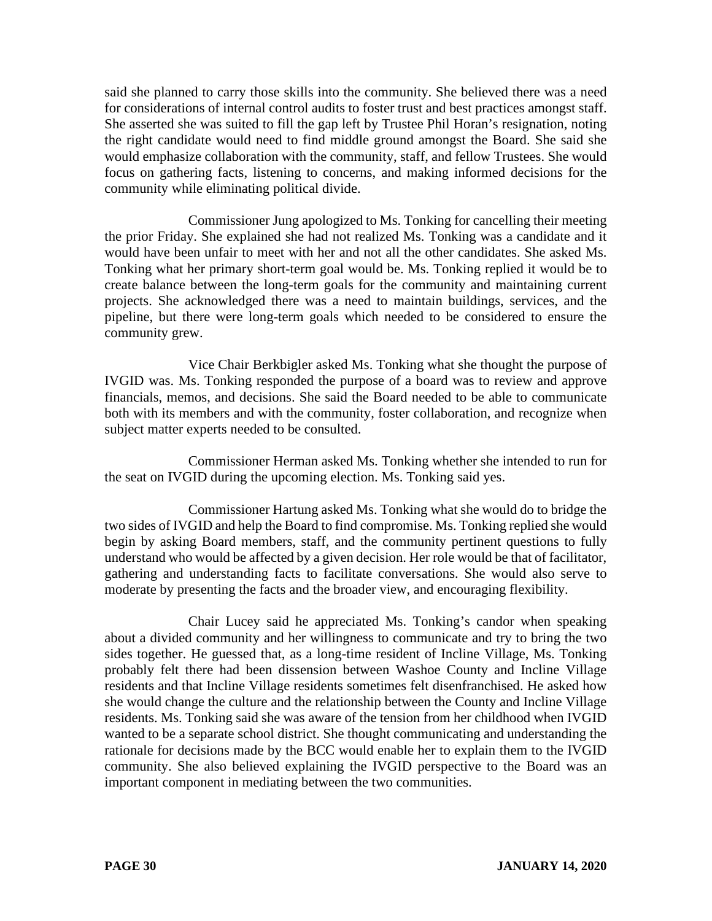said she planned to carry those skills into the community. She believed there was a need for considerations of internal control audits to foster trust and best practices amongst staff. She asserted she was suited to fill the gap left by Trustee Phil Horan's resignation, noting the right candidate would need to find middle ground amongst the Board. She said she would emphasize collaboration with the community, staff, and fellow Trustees. She would focus on gathering facts, listening to concerns, and making informed decisions for the community while eliminating political divide.

Commissioner Jung apologized to Ms. Tonking for cancelling their meeting the prior Friday. She explained she had not realized Ms. Tonking was a candidate and it would have been unfair to meet with her and not all the other candidates. She asked Ms. Tonking what her primary short-term goal would be. Ms. Tonking replied it would be to create balance between the long-term goals for the community and maintaining current projects. She acknowledged there was a need to maintain buildings, services, and the pipeline, but there were long-term goals which needed to be considered to ensure the community grew.

Vice Chair Berkbigler asked Ms. Tonking what she thought the purpose of IVGID was. Ms. Tonking responded the purpose of a board was to review and approve financials, memos, and decisions. She said the Board needed to be able to communicate both with its members and with the community, foster collaboration, and recognize when subject matter experts needed to be consulted.

Commissioner Herman asked Ms. Tonking whether she intended to run for the seat on IVGID during the upcoming election. Ms. Tonking said yes.

Commissioner Hartung asked Ms. Tonking what she would do to bridge the two sides of IVGID and help the Board to find compromise. Ms. Tonking replied she would begin by asking Board members, staff, and the community pertinent questions to fully understand who would be affected by a given decision. Her role would be that of facilitator, gathering and understanding facts to facilitate conversations. She would also serve to moderate by presenting the facts and the broader view, and encouraging flexibility.

Chair Lucey said he appreciated Ms. Tonking's candor when speaking about a divided community and her willingness to communicate and try to bring the two sides together. He guessed that, as a long-time resident of Incline Village, Ms. Tonking probably felt there had been dissension between Washoe County and Incline Village residents and that Incline Village residents sometimes felt disenfranchised. He asked how she would change the culture and the relationship between the County and Incline Village residents. Ms. Tonking said she was aware of the tension from her childhood when IVGID wanted to be a separate school district. She thought communicating and understanding the rationale for decisions made by the BCC would enable her to explain them to the IVGID community. She also believed explaining the IVGID perspective to the Board was an important component in mediating between the two communities.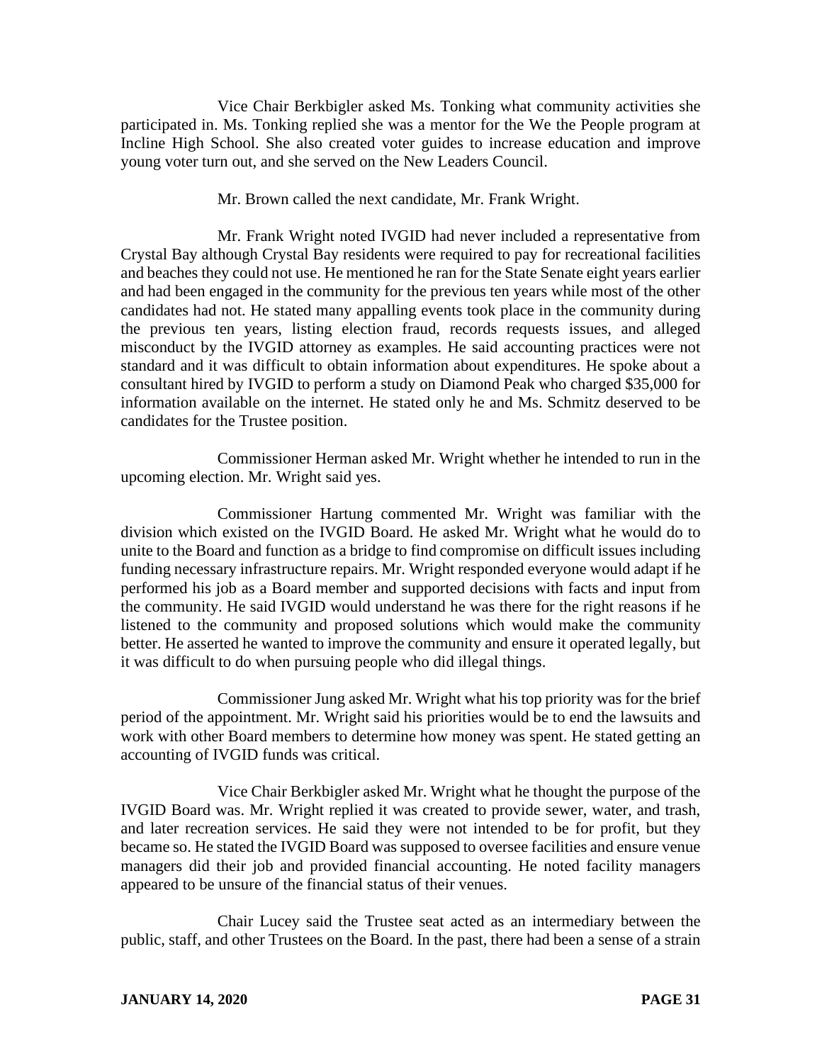Vice Chair Berkbigler asked Ms. Tonking what community activities she participated in. Ms. Tonking replied she was a mentor for the We the People program at Incline High School. She also created voter guides to increase education and improve young voter turn out, and she served on the New Leaders Council.

Mr. Brown called the next candidate, Mr. Frank Wright.

Mr. Frank Wright noted IVGID had never included a representative from Crystal Bay although Crystal Bay residents were required to pay for recreational facilities and beaches they could not use. He mentioned he ran for the State Senate eight years earlier and had been engaged in the community for the previous ten years while most of the other candidates had not. He stated many appalling events took place in the community during the previous ten years, listing election fraud, records requests issues, and alleged misconduct by the IVGID attorney as examples. He said accounting practices were not standard and it was difficult to obtain information about expenditures. He spoke about a consultant hired by IVGID to perform a study on Diamond Peak who charged $35,000 for information available on the internet. He stated only he and Ms. Schmitz deserved to be candidates for the Trustee position.

Commissioner Herman asked Mr. Wright whether he intended to run in the upcoming election. Mr. Wright said yes.

Commissioner Hartung commented Mr. Wright was familiar with the division which existed on the IVGID Board. He asked Mr. Wright what he would do to unite to the Board and function as a bridge to find compromise on difficult issues including funding necessary infrastructure repairs. Mr. Wright responded everyone would adapt if he performed his job as a Board member and supported decisions with facts and input from the community. He said IVGID would understand he was there for the right reasons if he listened to the community and proposed solutions which would make the community better. He asserted he wanted to improve the community and ensure it operated legally, but it was difficult to do when pursuing people who did illegal things.

Commissioner Jung asked Mr. Wright what his top priority was for the brief period of the appointment. Mr. Wright said his priorities would be to end the lawsuits and work with other Board members to determine how money was spent. He stated getting an accounting of IVGID funds was critical.

Vice Chair Berkbigler asked Mr. Wright what he thought the purpose of the IVGID Board was. Mr. Wright replied it was created to provide sewer, water, and trash, and later recreation services. He said they were not intended to be for profit, but they became so. He stated the IVGID Board was supposed to oversee facilities and ensure venue managers did their job and provided financial accounting. He noted facility managers appeared to be unsure of the financial status of their venues.

Chair Lucey said the Trustee seat acted as an intermediary between the public, staff, and other Trustees on the Board. In the past, there had been a sense of a strain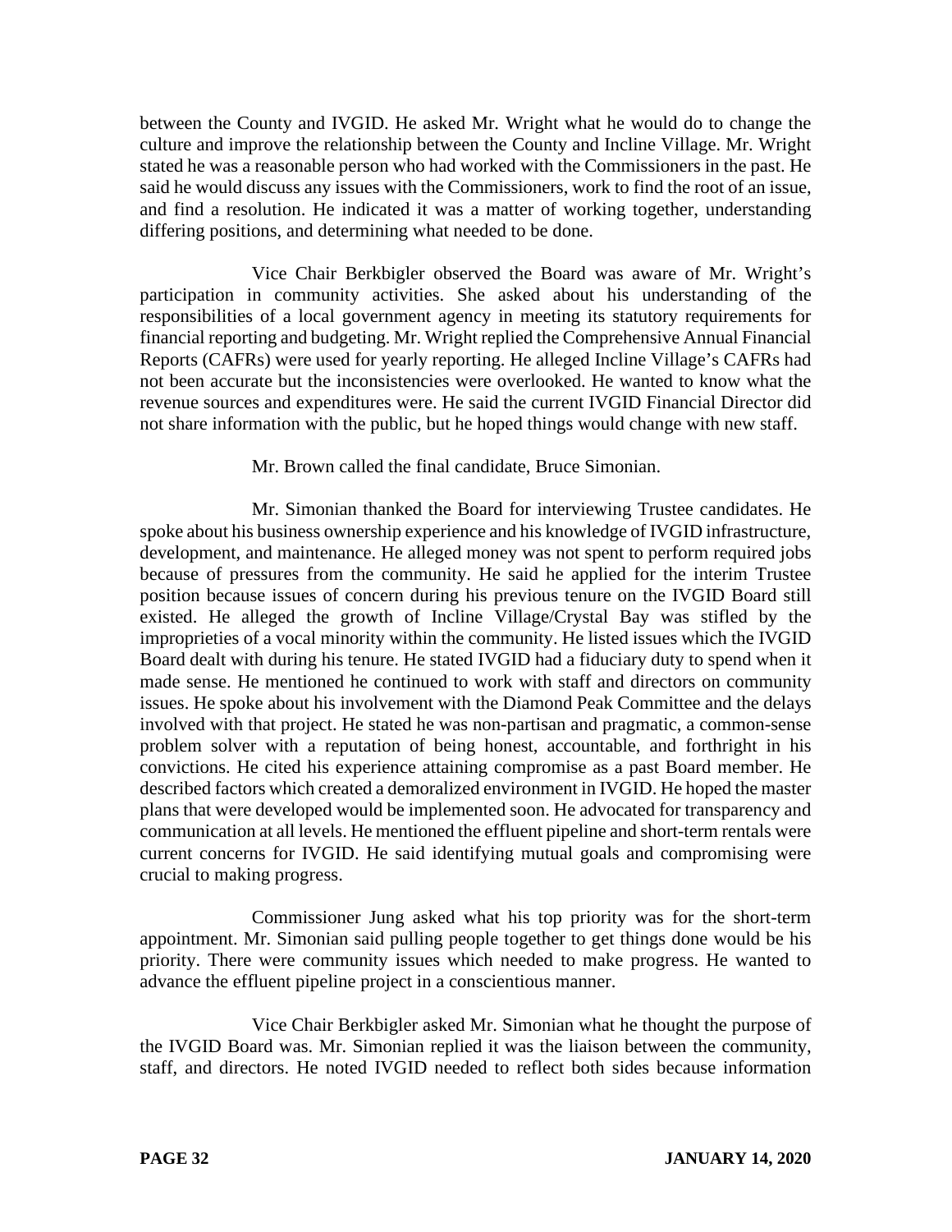between the County and IVGID. He asked Mr. Wright what he would do to change the culture and improve the relationship between the County and Incline Village. Mr. Wright stated he was a reasonable person who had worked with the Commissioners in the past. He said he would discuss any issues with the Commissioners, work to find the root of an issue, and find a resolution. He indicated it was a matter of working together, understanding differing positions, and determining what needed to be done.

Vice Chair Berkbigler observed the Board was aware of Mr. Wright's participation in community activities. She asked about his understanding of the responsibilities of a local government agency in meeting its statutory requirements for financial reporting and budgeting. Mr. Wright replied the Comprehensive Annual Financial Reports (CAFRs) were used for yearly reporting. He alleged Incline Village's CAFRs had not been accurate but the inconsistencies were overlooked. He wanted to know what the revenue sources and expenditures were. He said the current IVGID Financial Director did not share information with the public, but he hoped things would change with new staff.

Mr. Brown called the final candidate, Bruce Simonian.

Mr. Simonian thanked the Board for interviewing Trustee candidates. He spoke about his business ownership experience and his knowledge of IVGID infrastructure, development, and maintenance. He alleged money was not spent to perform required jobs because of pressures from the community. He said he applied for the interim Trustee position because issues of concern during his previous tenure on the IVGID Board still existed. He alleged the growth of Incline Village/Crystal Bay was stifled by the improprieties of a vocal minority within the community. He listed issues which the IVGID Board dealt with during his tenure. He stated IVGID had a fiduciary duty to spend when it made sense. He mentioned he continued to work with staff and directors on community issues. He spoke about his involvement with the Diamond Peak Committee and the delays involved with that project. He stated he was non-partisan and pragmatic, a common-sense problem solver with a reputation of being honest, accountable, and forthright in his convictions. He cited his experience attaining compromise as a past Board member. He described factors which created a demoralized environment in IVGID. He hoped the master plans that were developed would be implemented soon. He advocated for transparency and communication at all levels. He mentioned the effluent pipeline and short-term rentals were current concerns for IVGID. He said identifying mutual goals and compromising were crucial to making progress.

Commissioner Jung asked what his top priority was for the short-term appointment. Mr. Simonian said pulling people together to get things done would be his priority. There were community issues which needed to make progress. He wanted to advance the effluent pipeline project in a conscientious manner.

Vice Chair Berkbigler asked Mr. Simonian what he thought the purpose of the IVGID Board was. Mr. Simonian replied it was the liaison between the community, staff, and directors. He noted IVGID needed to reflect both sides because information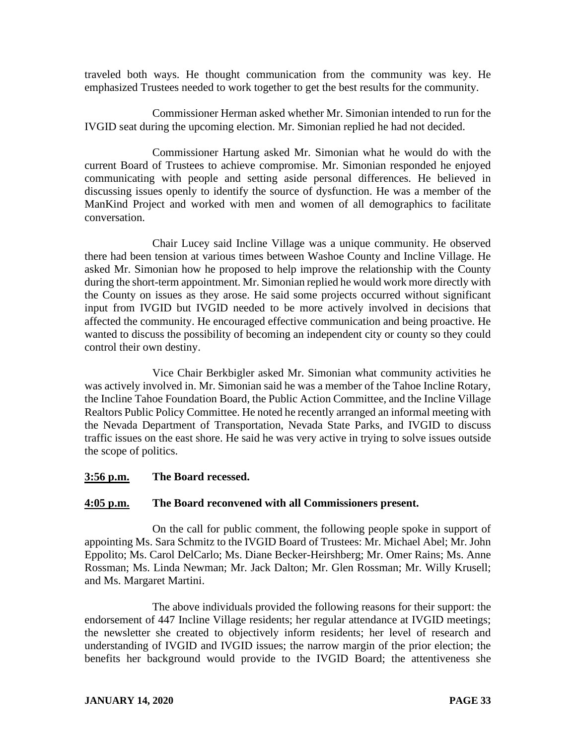traveled both ways. He thought communication from the community was key. He emphasized Trustees needed to work together to get the best results for the community.

Commissioner Herman asked whether Mr. Simonian intended to run for the IVGID seat during the upcoming election. Mr. Simonian replied he had not decided.

Commissioner Hartung asked Mr. Simonian what he would do with the current Board of Trustees to achieve compromise. Mr. Simonian responded he enjoyed communicating with people and setting aside personal differences. He believed in discussing issues openly to identify the source of dysfunction. He was a member of the ManKind Project and worked with men and women of all demographics to facilitate conversation.

Chair Lucey said Incline Village was a unique community. He observed there had been tension at various times between Washoe County and Incline Village. He asked Mr. Simonian how he proposed to help improve the relationship with the County during the short-term appointment. Mr. Simonian replied he would work more directly with the County on issues as they arose. He said some projects occurred without significant input from IVGID but IVGID needed to be more actively involved in decisions that affected the community. He encouraged effective communication and being proactive. He wanted to discuss the possibility of becoming an independent city or county so they could control their own destiny.

Vice Chair Berkbigler asked Mr. Simonian what community activities he was actively involved in. Mr. Simonian said he was a member of the Tahoe Incline Rotary, the Incline Tahoe Foundation Board, the Public Action Committee, and the Incline Village Realtors Public Policy Committee. He noted he recently arranged an informal meeting with the Nevada Department of Transportation, Nevada State Parks, and IVGID to discuss traffic issues on the east shore. He said he was very active in trying to solve issues outside the scope of politics.

**3:56 p.m.** **The Board recessed.**

**4:05 p.m.** **The Board reconvened with all Commissioners present.**

On the call for public comment, the following people spoke in support of appointing Ms. Sara Schmitz to the IVGID Board of Trustees: Mr. Michael Abel; Mr. John Eppolito; Ms. Carol DelCarlo; Ms. Diane Becker-Heirshberg; Mr. Omer Rains; Ms. Anne Rossman; Ms. Linda Newman; Mr. Jack Dalton; Mr. Glen Rossman; Mr. Willy Krusell; and Ms. Margaret Martini.

The above individuals provided the following reasons for their support: the endorsement of 447 Incline Village residents; her regular attendance at IVGID meetings; the newsletter she created to objectively inform residents; her level of research and understanding of IVGID and IVGID issues; the narrow margin of the prior election; the benefits her background would provide to the IVGID Board; the attentiveness she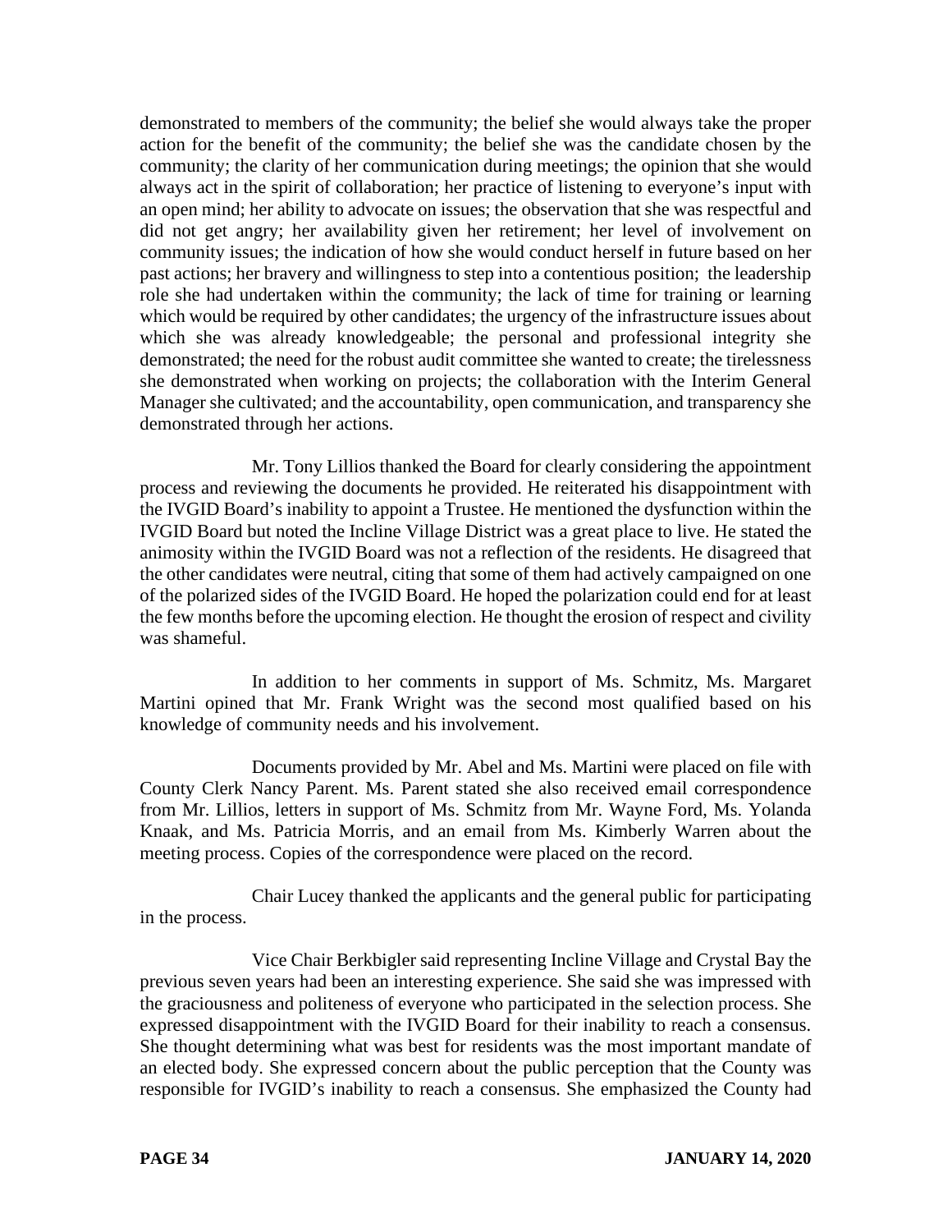demonstrated to members of the community; the belief she would always take the proper action for the benefit of the community; the belief she was the candidate chosen by the community; the clarity of her communication during meetings; the opinion that she would always act in the spirit of collaboration; her practice of listening to everyone's input with an open mind; her ability to advocate on issues; the observation that she was respectful and did not get angry; her availability given her retirement; her level of involvement on community issues; the indication of how she would conduct herself in future based on her past actions; her bravery and willingness to step into a contentious position; the leadership role she had undertaken within the community; the lack of time for training or learning which would be required by other candidates; the urgency of the infrastructure issues about which she was already knowledgeable; the personal and professional integrity she demonstrated; the need for the robust audit committee she wanted to create; the tirelessness she demonstrated when working on projects; the collaboration with the Interim General Manager she cultivated; and the accountability, open communication, and transparency she demonstrated through her actions.

Mr. Tony Lillios thanked the Board for clearly considering the appointment process and reviewing the documents he provided. He reiterated his disappointment with the IVGID Board's inability to appoint a Trustee. He mentioned the dysfunction within the IVGID Board but noted the Incline Village District was a great place to live. He stated the animosity within the IVGID Board was not a reflection of the residents. He disagreed that the other candidates were neutral, citing that some of them had actively campaigned on one of the polarized sides of the IVGID Board. He hoped the polarization could end for at least the few months before the upcoming election. He thought the erosion of respect and civility was shameful.

In addition to her comments in support of Ms. Schmitz, Ms. Margaret Martini opined that Mr. Frank Wright was the second most qualified based on his knowledge of community needs and his involvement.

Documents provided by Mr. Abel and Ms. Martini were placed on file with County Clerk Nancy Parent. Ms. Parent stated she also received email correspondence from Mr. Lillios, letters in support of Ms. Schmitz from Mr. Wayne Ford, Ms. Yolanda Knaak, and Ms. Patricia Morris, and an email from Ms. Kimberly Warren about the meeting process. Copies of the correspondence were placed on the record.

Chair Lucey thanked the applicants and the general public for participating in the process.

Vice Chair Berkbigler said representing Incline Village and Crystal Bay the previous seven years had been an interesting experience. She said she was impressed with the graciousness and politeness of everyone who participated in the selection process. She expressed disappointment with the IVGID Board for their inability to reach a consensus. She thought determining what was best for residents was the most important mandate of an elected body. She expressed concern about the public perception that the County was responsible for IVGID's inability to reach a consensus. She emphasized the County had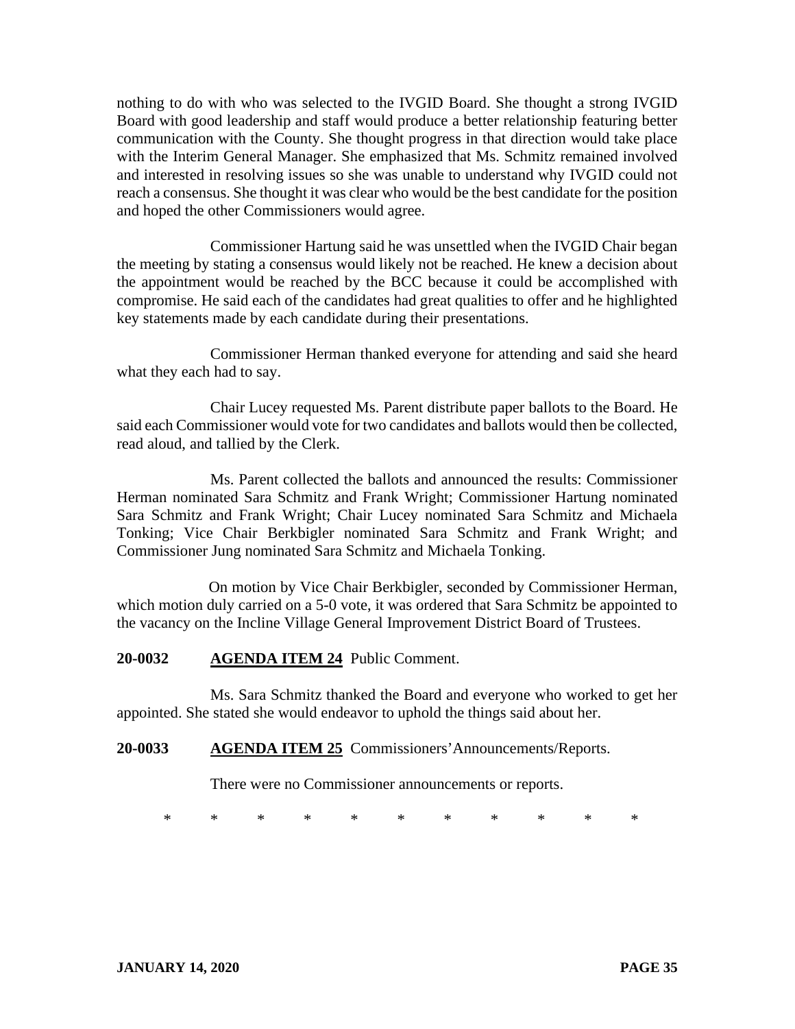nothing to do with who was selected to the IVGID Board. She thought a strong IVGID Board with good leadership and staff would produce a better relationship featuring better communication with the County. She thought progress in that direction would take place with the Interim General Manager. She emphasized that Ms. Schmitz remained involved and interested in resolving issues so she was unable to understand why IVGID could not reach a consensus. She thought it was clear who would be the best candidate for the position and hoped the other Commissioners would agree.

Commissioner Hartung said he was unsettled when the IVGID Chair began the meeting by stating a consensus would likely not be reached. He knew a decision about the appointment would be reached by the BCC because it could be accomplished with compromise. He said each of the candidates had great qualities to offer and he highlighted key statements made by each candidate during their presentations.

Commissioner Herman thanked everyone for attending and said she heard what they each had to say.

Chair Lucey requested Ms. Parent distribute paper ballots to the Board. He said each Commissioner would vote for two candidates and ballots would then be collected, read aloud, and tallied by the Clerk.

Ms. Parent collected the ballots and announced the results: Commissioner Herman nominated Sara Schmitz and Frank Wright; Commissioner Hartung nominated Sara Schmitz and Frank Wright; Chair Lucey nominated Sara Schmitz and Michaela Tonking; Vice Chair Berkbigler nominated Sara Schmitz and Frank Wright; and Commissioner Jung nominated Sara Schmitz and Michaela Tonking.

On motion by Vice Chair Berkbigler, seconded by Commissioner Herman, which motion duly carried on a 5-0 vote, it was ordered that Sara Schmitz be appointed to the vacancy on the Incline Village General Improvement District Board of Trustees.

**20-0032 AGENDA ITEM 24** Public Comment.

Ms. Sara Schmitz thanked the Board and everyone who worked to get her appointed. She stated she would endeavor to uphold the things said about her.

**20-0033 AGENDA ITEM 25** Commissioners' Announcements/Reports.

There were no Commissioner announcements or reports.

\* \* \* \* \* \* \* \* \* \* \*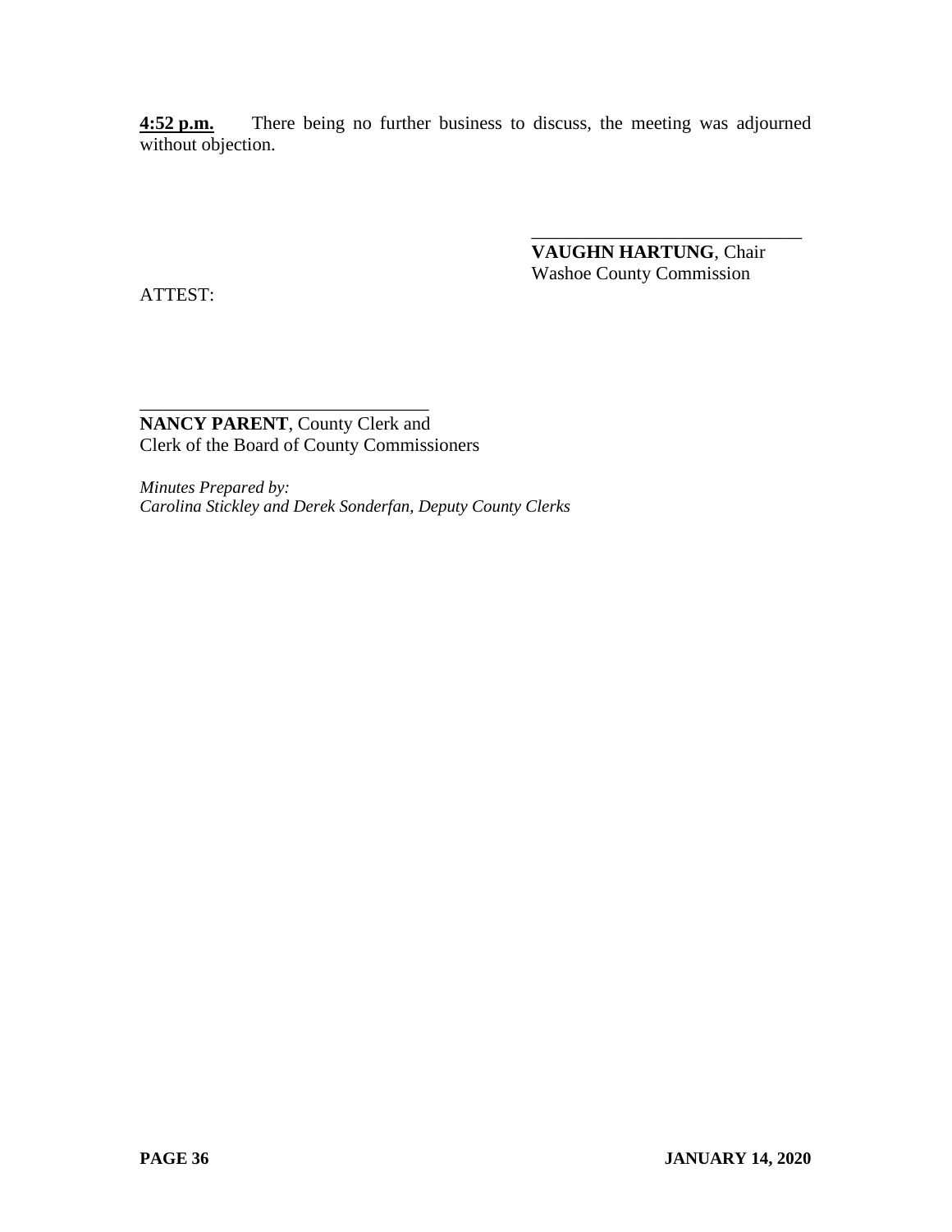**4:52 p.m.** There being no further business to discuss, the meeting was adjourned without objection.

\_\_\_\_\_\_\_\_\_\_\_\_\_\_\_\_\_\_\_\_\_\_\_\_\_\_\_\_\_\_

**VAUGHN HARTUNG**, Chair
Washoe County Commission

ATTEST:

\_\_\_\_\_\_\_\_\_\_\_\_\_\_\_\_\_\_\_\_\_\_\_\_\_\_\_\_\_\_\_\_\_

**NANCY PARENT**, County Clerk and
Clerk of the Board of County Commissioners

*Minutes Prepared by:*
*Carolina Stickley and Derek Sonderfan, Deputy County Clerks*